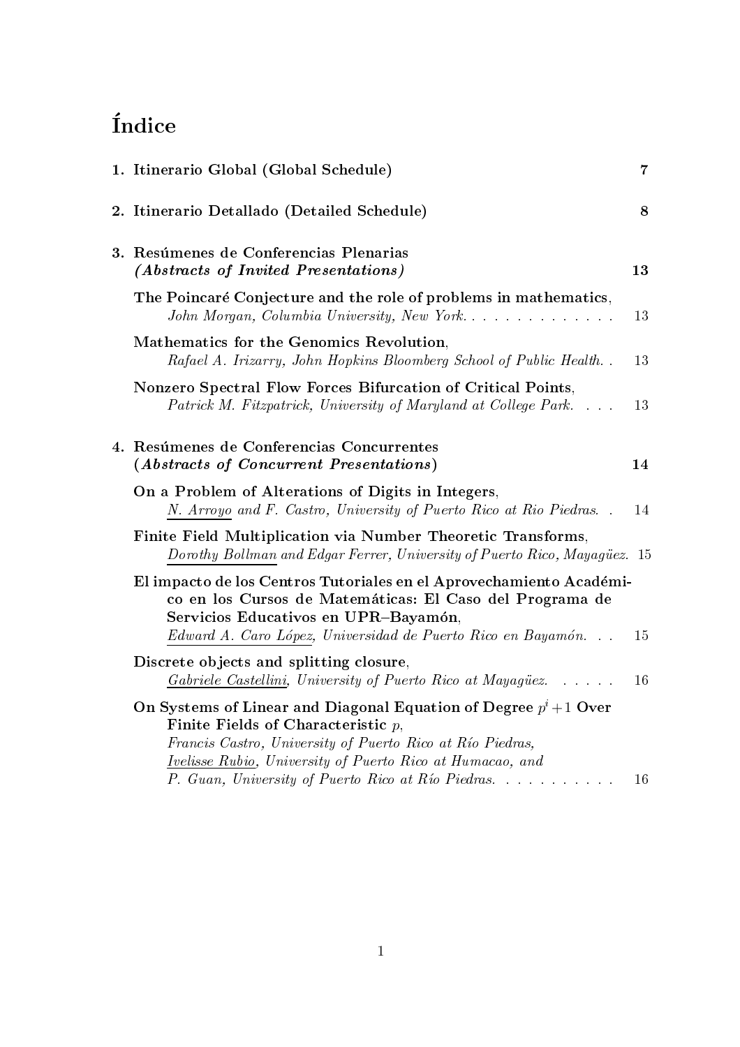# Índice

1. Itinerario Global (Global Schedule) 7

2. Itinerario Detallado (Detailed Schedule) 8

3. Resúmenes de Conferencias Plenarias
***(Abstracts of Invited Presentations)*** 13

   **The Poincaré Conjecture and the role of problems in mathematics**,
   *John Morgan, Columbia University, New York.* 13

   **Mathematics for the Genomics Revolution**,
   *Rafael A. Irizarry, John Hopkins Bloomberg School of Public Health.* 13

   **Nonzero Spectral Flow Forces Bifurcation of Critical Points**,
   *Patrick M. Fitzpatrick, University of Maryland at College Park.* 13

4. Resúmenes de Conferencias Concurrentes
**(*Abstracts of Concurrent Presentations*)** 14

   **On a Problem of Alterations of Digits in Integers**,
   *N. Arroyo and F. Castro, University of Puerto Rico at Rio Piedras.* 14

   **Finite Field Multiplication via Number Theoretic Transforms**,
   *Dorothy Bollman and Edgar Ferrer, University of Puerto Rico, Mayagüez.* 15

   **El impacto de los Centros Tutoriales en el Aprovechamiento Académico en los Cursos de Matemáticas: El Caso del Programa de Servicios Educativos en UPR–Bayamón**,
   *Edward A. Caro López, Universidad de Puerto Rico en Bayamón.* 15

   **Discrete objects and splitting closure**,
   *Gabriele Castellini, University of Puerto Rico at Mayagüez.* 16

   **On Systems of Linear and Diagonal Equation of Degree $p^i + 1$ Over Finite Fields of Characteristic $p$**,
   *Francis Castro, University of Puerto Rico at Río Piedras,*
   *Ivelisse Rubio, University of Puerto Rico at Humacao, and*
   *P. Guan, University of Puerto Rico at Río Piedras.* 16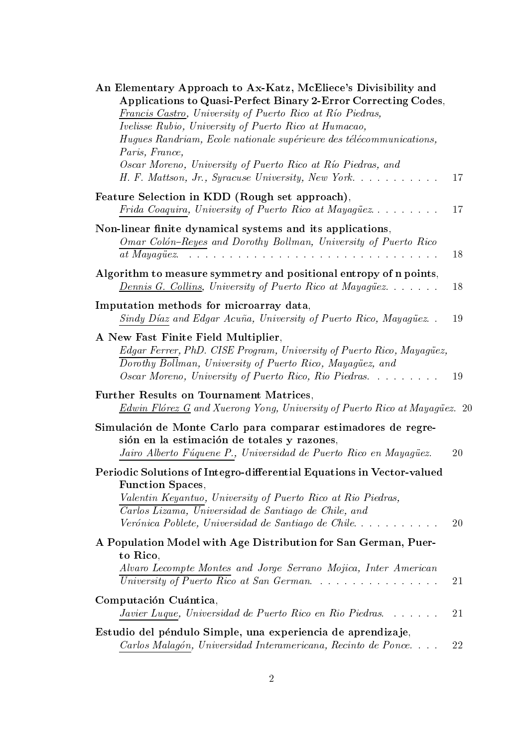**An Elementary Approach to Ax-Katz, McEliece's Divisibility and Applications to Quasi-Perfect Binary 2-Error Correcting Codes**,
*Francis Castro, University of Puerto Rico at Río Piedras,*
*Ivelisse Rubio, University of Puerto Rico at Humacao,*
*Hugues Randriam, Ecole nationale supérieure des télécommunications, Paris, France,*
*Oscar Moreno, University of Puerto Rico at Río Piedras, and*
*H. F. Mattson, Jr., Syracuse University, New York.* . . . . . . . . . . 17

**Feature Selection in KDD (Rough set approach)**,
*Frida Coaquira, University of Puerto Rico at Mayagüez.* . . . . . . . . 17

**Non-linear finite dynamical systems and its applications**,
*Omar Colón–Reyes and Dorothy Bollman, University of Puerto Rico at Mayagüez.* . . . . . . . . . . . . . . . . . . . . . . . . . . . . . 18

**Algorithm to measure symmetry and positional entropy of n points**,
*Dennis G. Collins, University of Puerto Rico at Mayagüez.* . . . . . . . 18

**Imputation methods for microarray data**,
*Sindy Díaz and Edgar Acuña, University of Puerto Rico, Mayagüez.* . . 19

**A New Fast Finite Field Multiplier**,
*Edgar Ferrer, PhD. CISE Program, University of Puerto Rico, Mayagüez,*
*Dorothy Bollman, University of Puerto Rico, Mayagüez, and*
*Oscar Moreno, University of Puerto Rico, Rio Piedras.* . . . . . . . . . 19

**Further Results on Tournament Matrices**,
*Edwin Flórez G and Xuerong Yong, University of Puerto Rico at Mayagüez.* 20

**Simulación de Monte Carlo para comparar estimadores de regresión en la estimación de totales y razones**,
*Jairo Alberto Fúquene P., Universidad de Puerto Rico en Mayagüez.* 20

**Periodic Solutions of Integro-differential Equations in Vector-valued Function Spaces**,
*Valentin Keyantuo, University of Puerto Rico at Rio Piedras,*
*Carlos Lizama, Universidad de Santiago de Chile, and*
*Verónica Poblete, Universidad de Santiago de Chile.* . . . . . . . . . . 20

**A Population Model with Age Distribution for San German, Puerto Rico**,
*Alvaro Lecompte Montes and Jorge Serrano Mojica, Inter American University of Puerto Rico at San German.* . . . . . . . . . . . . . . . 21

**Computación Cuántica**,
*Javier Luque, Universidad de Puerto Rico en Rio Piedras.* . . . . . . 21

**Estudio del péndulo Simple, una experiencia de aprendizaje**,
*Carlos Malagón, Universidad Interamericana, Recinto de Ponce.* . . . . 22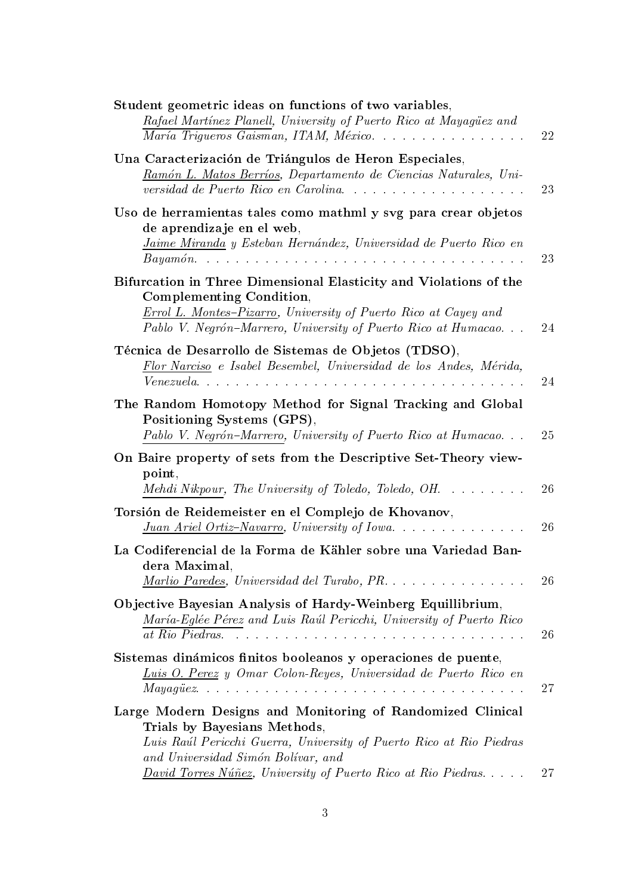**Student geometric ideas on functions of two variables**,
*Rafael Martínez Planell, University of Puerto Rico at Mayagüez and María Trigueros Gaisman, ITAM, México.* . . . . . . . . . . . . . . . . 22

**Una Caracterización de Triángulos de Heron Especiales**,
*Ramón L. Matos Berríos, Departamento de Ciencias Naturales, Universidad de Puerto Rico en Carolina.* . . . . . . . . . . . . . . . . . . . 23

**Uso de herramientas tales como mathml y svg para crear objetos de aprendizaje en el web**,
*Jaime Miranda y Esteban Hernández, Universidad de Puerto Rico en Bayamón.* . . . . . . . . . . . . . . . . . . . . . . . . . . . . . . . . 23

**Bifurcation in Three Dimensional Elasticity and Violations of the Complementing Condition**,
*Errol L. Montes–Pizarro, University of Puerto Rico at Cayey and Pablo V. Negrón–Marrero, University of Puerto Rico at Humacao.* . . . 24

**Técnica de Desarrollo de Sistemas de Objetos (TDSO)**,
*Flor Narciso e Isabel Besembel, Universidad de los Andes, Mérida, Venezuela.* . . . . . . . . . . . . . . . . . . . . . . . . . . . . . . . . 24

**The Random Homotopy Method for Signal Tracking and Global Positioning Systems (GPS)**,
*Pablo V. Negrón–Marrero, University of Puerto Rico at Humacao.* . . . 25

**On Baire property of sets from the Descriptive Set-Theory viewpoint**,
*Mehdi Nikpour, The University of Toledo, Toledo, OH.* . . . . . . . . 26

**Torsión de Reidemeister en el Complejo de Khovanov**,
*Juan Ariel Ortiz–Navarro, University of Iowa.* . . . . . . . . . . . . . . 26

**La Codiferencial de la Forma de Kähler sobre una Variedad Bandera Maximal**,
*Marlio Paredes, Universidad del Turabo, PR.* . . . . . . . . . . . . . . . 26

**Objective Bayesian Analysis of Hardy-Weinberg Equillibrium**,
*María-Eglée Pérez and Luis Raúl Pericchi, University of Puerto Rico at Rio Piedras.* . . . . . . . . . . . . . . . . . . . . . . . . . . . . . . . 26

**Sistemas dinámicos finitos booleanos y operaciones de puente**,
*Luis O. Perez y Omar Colon-Reyes, Universidad de Puerto Rico en Mayagüez.* . . . . . . . . . . . . . . . . . . . . . . . . . . . . . . . . 27

**Large Modern Designs and Monitoring of Randomized Clinical Trials by Bayesians Methods**,
*Luis Raúl Pericchi Guerra, University of Puerto Rico at Rio Piedras and Universidad Simón Bolívar, and David Torres Núñez, University of Puerto Rico at Rio Piedras.* . . . . . 27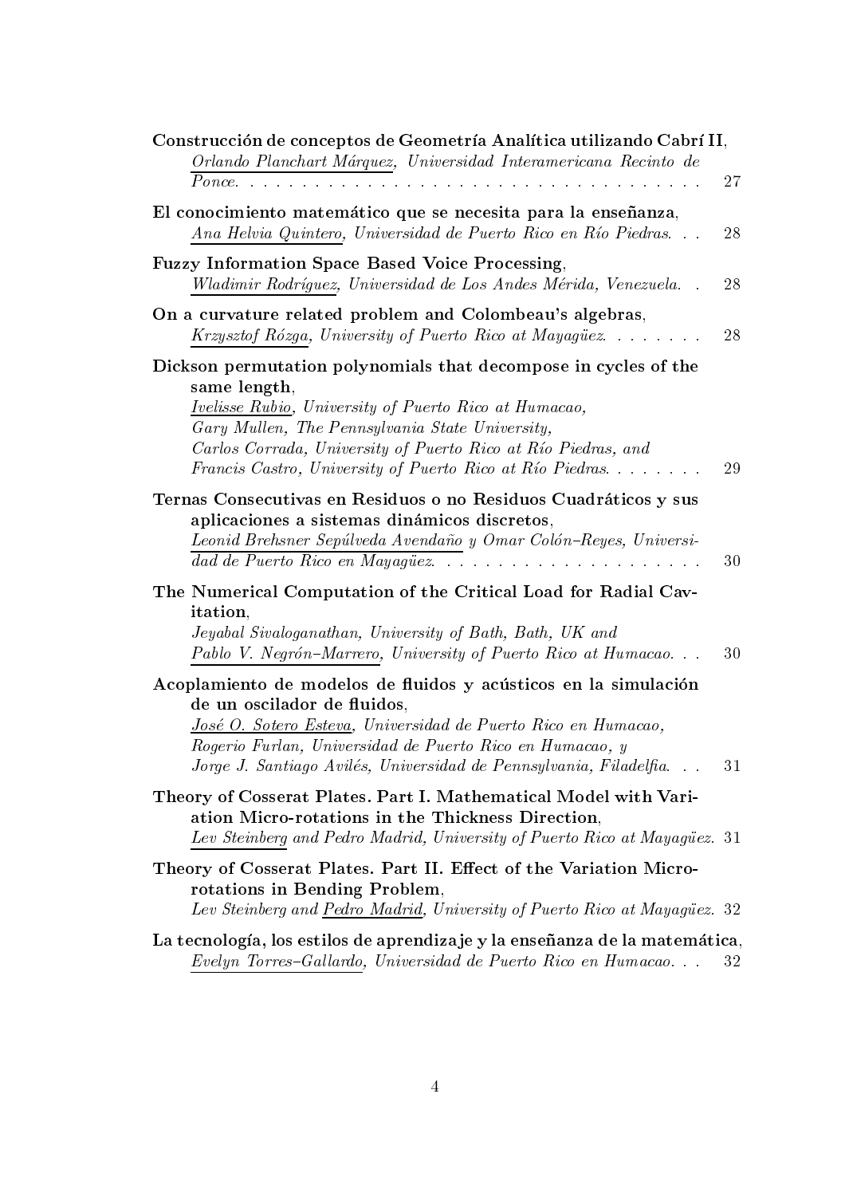**Construcción de conceptos de Geometría Analítica utilizando Cabrí II**,
Orlando Planchart Márquez, *Universidad Interamericana Recinto de Ponce.* . . . . . . . . . . . . . . . . . . . . . . . . . . . . . . . . . . 27

**El conocimiento matemático que se necesita para la enseñanza**,
Ana Helvia Quintero, *Universidad de Puerto Rico en Río Piedras.* . . . 28

**Fuzzy Information Space Based Voice Processing**,
Wladimir Rodríguez, *Universidad de Los Andes Mérida, Venezuela.* . . 28

**On a curvature related problem and Colombeau's algebras**,
Krzysztof Rózga, *University of Puerto Rico at Mayagüez.* . . . . . . . . 28

**Dickson permutation polynomials that decompose in cycles of the same length**,
Ivelisse Rubio, *University of Puerto Rico at Humacao,*
*Gary Mullen, The Pennsylvania State University,*
*Carlos Corrada, University of Puerto Rico at Río Piedras, and*
*Francis Castro, University of Puerto Rico at Río Piedras.* . . . . . . . . 29

**Ternas Consecutivas en Residuos o no Residuos Cuadráticos y sus aplicaciones a sistemas dinámicos discretos**,
Leonid Brehsner Sepúlveda Avendaño *y Omar Colón–Reyes, Universidad de Puerto Rico en Mayagüez.* . . . . . . . . . . . . . . . . . . . . . 30

**The Numerical Computation of the Critical Load for Radial Cavitation**,
*Jeyabal Sivaloganathan, University of Bath, Bath, UK and*
Pablo V. Negrón–Marrero, *University of Puerto Rico at Humacao.* . . . 30

**Acoplamiento de modelos de fluidos y acústicos en la simulación de un oscilador de fluidos**,
José O. Sotero Esteva, *Universidad de Puerto Rico en Humacao,*
*Rogerio Furlan, Universidad de Puerto Rico en Humacao, y*
*Jorge J. Santiago Avilés, Universidad de Pennsylvania, Filadelfia.* . . . 31

**Theory of Cosserat Plates. Part I. Mathematical Model with Variation Micro-rotations in the Thickness Direction**,
Lev Steinberg *and Pedro Madrid, University of Puerto Rico at Mayagüez.* 31

**Theory of Cosserat Plates. Part II. Effect of the Variation Micro-rotations in Bending Problem**,
*Lev Steinberg and* Pedro Madrid, *University of Puerto Rico at Mayagüez.* 32

**La tecnología, los estilos de aprendizaje y la enseñanza de la matemática**,
Evelyn Torres–Gallardo, *Universidad de Puerto Rico en Humacao.* . . . 32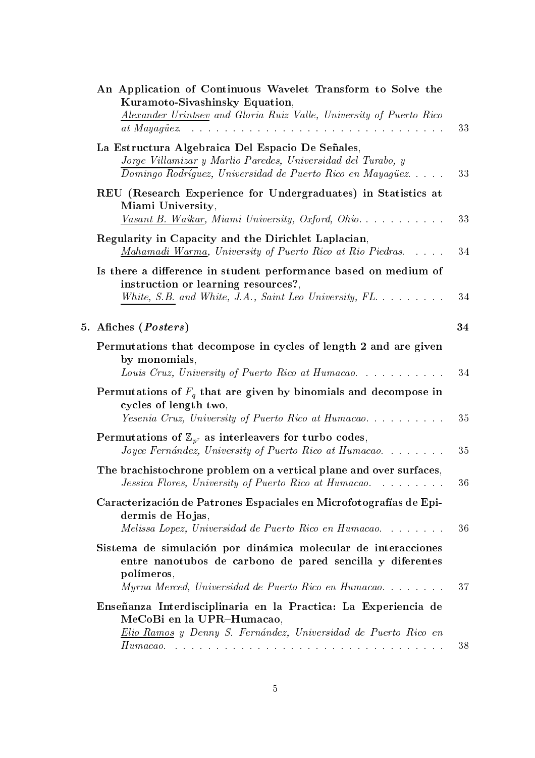**An Application of Continuous Wavelet Transform to Solve the Kuramoto-Sivashinsky Equation**,
*Alexander Urintsev and Gloria Ruiz Valle, University of Puerto Rico at Mayagüez.* . . . . 33

**La Estructura Algebraica Del Espacio De Señales**,
*Jorge Villamizar y Marlio Paredes, Universidad del Turabo, y Domingo Rodríguez, Universidad de Puerto Rico en Mayagüez.* . . . . 33

**REU (Research Experience for Undergraduates) in Statistics at Miami University**,
*Vasant B. Waikar, Miami University, Oxford, Ohio.* . . . . 33

**Regularity in Capacity and the Dirichlet Laplacian**,
*Mahamadi Warma, University of Puerto Rico at Rio Piedras.* . . . . 34

**Is there a difference in student performance based on medium of instruction or learning resources?**,
*White, S.B. and White, J.A., Saint Leo University, FL.* . . . . 34

## 5. Afiches (*Posters*) 34

**Permutations that decompose in cycles of length 2 and are given by monomials**,
*Louis Cruz, University of Puerto Rico at Humacao.* . . . . 34

**Permutations of $F_q$ that are given by binomials and decompose in cycles of length two**,
*Yesenia Cruz, University of Puerto Rico at Humacao.* . . . . 35

**Permutations of $\mathbb{Z}_{p^r}$ as interleavers for turbo codes**,
*Joyce Fernández, University of Puerto Rico at Humacao.* . . . . 35

**The brachistochrone problem on a vertical plane and over surfaces**,
*Jessica Flores, University of Puerto Rico at Humacao.* . . . . 36

**Caracterización de Patrones Espaciales en Microfotografías de Epidermis de Hojas**,
*Melissa Lopez, Universidad de Puerto Rico en Humacao.* . . . . 36

**Sistema de simulación por dinámica molecular de interacciones entre nanotubos de carbono de pared sencilla y diferentes polímeros**,
*Myrna Merced, Universidad de Puerto Rico en Humacao.* . . . . 37

**Enseñanza Interdisciplinaria en la Practica: La Experiencia de MeCoBi en la UPR–Humacao**,
*Elio Ramos y Denny S. Fernández, Universidad de Puerto Rico en Humacao.* . . . . 38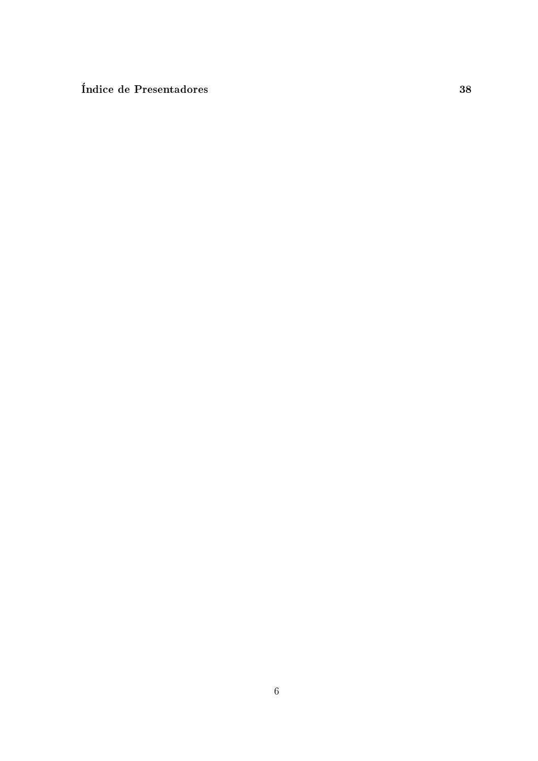**Índice de Presentadores** **38**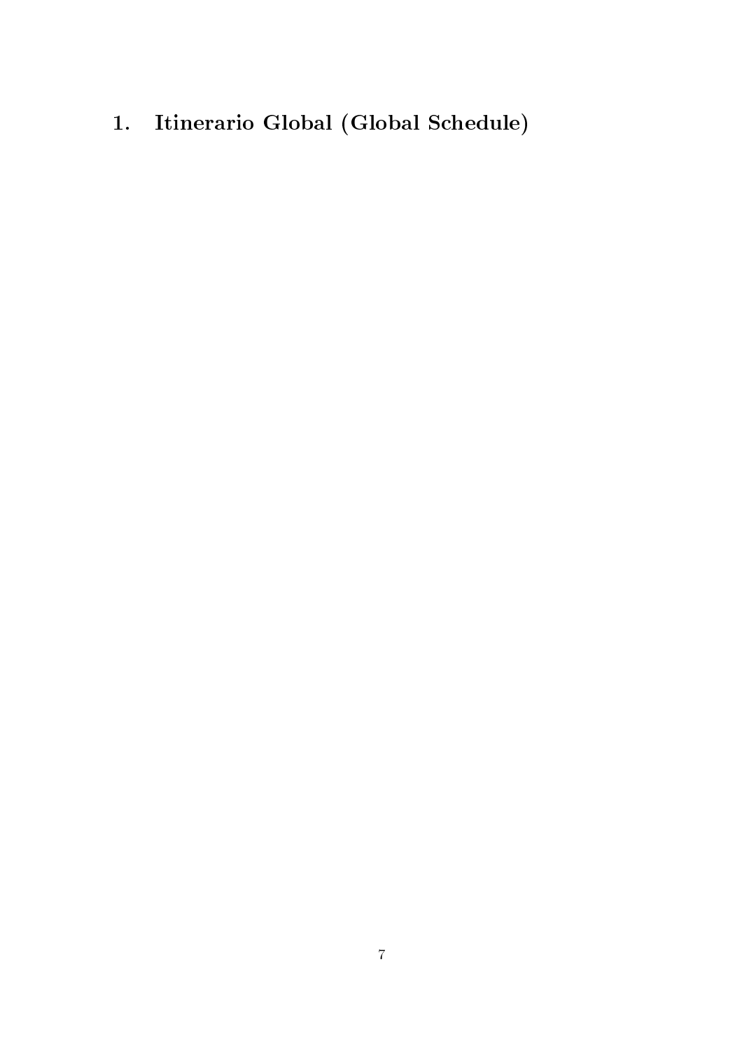# 1. Itinerario Global (Global Schedule)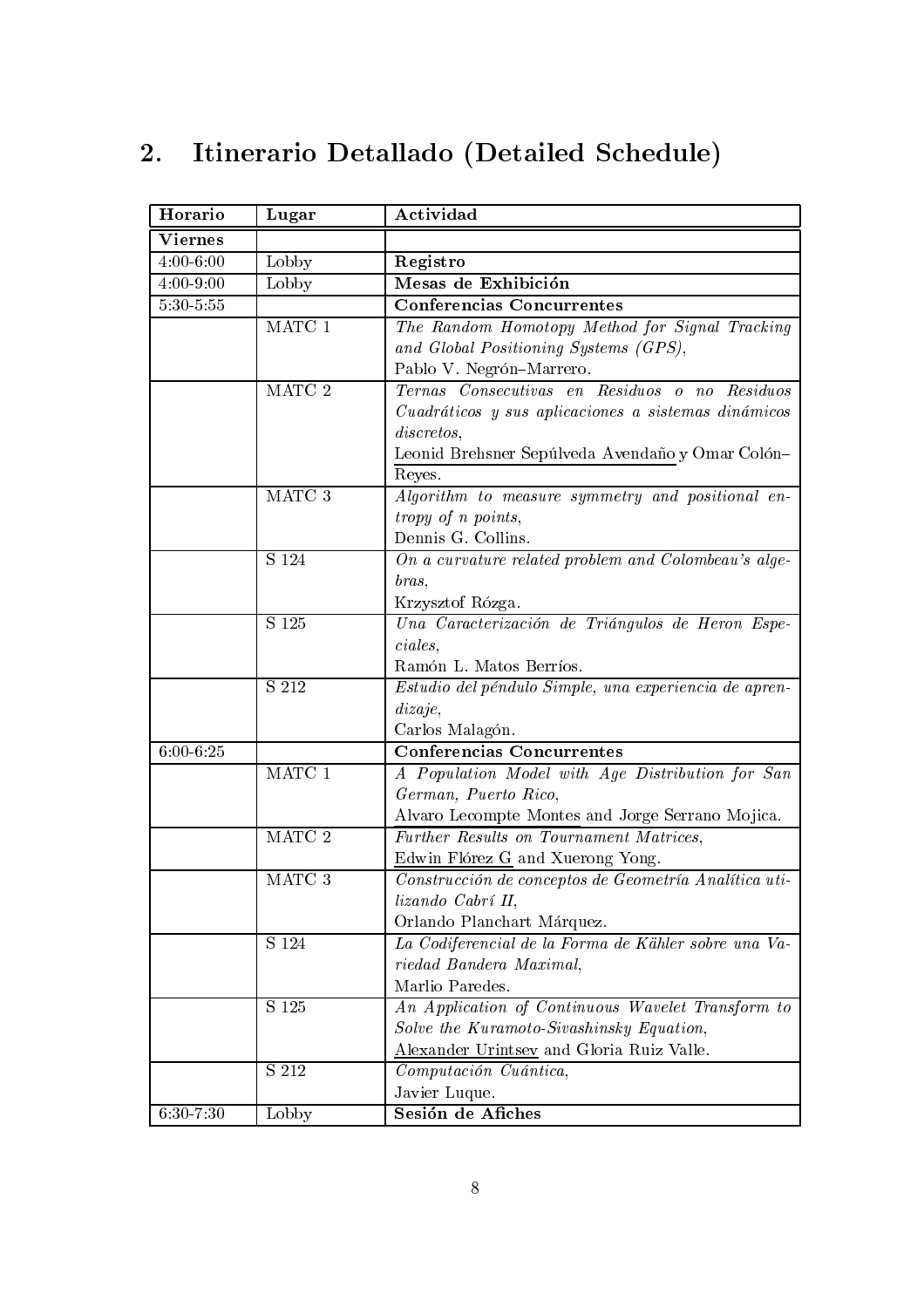## 2. Itinerario Detallado (Detailed Schedule)

| Horario | Lugar | Actividad |
|---|---|---|
| **Viernes** | | |
| 4:00-6:00 | Lobby | **Registro** |
| 4:00-9:00 | Lobby | **Mesas de Exhibición** |
| 5:30-5:55 | | **Conferencias Concurrentes** |
| | MATC 1 | *The Random Homotopy Method for Signal Tracking and Global Positioning Systems (GPS)*, Pablo V. Negrón–Marrero. |
| | MATC 2 | *Ternas Consecutivas en Residuos o no Residuos Cuadráticos y sus aplicaciones a sistemas dinámicos discretos*, Leonid Brehsner Sepúlveda Avendaño y Omar Colón–Reyes. |
| | MATC 3 | *Algorithm to measure symmetry and positional entropy of n points*, Dennis G. Collins. |
| | S 124 | *On a curvature related problem and Colombeau's algebras*, Krzysztof Rózga. |
| | S 125 | *Una Caracterización de Triángulos de Heron Especiales*, Ramón L. Matos Berríos. |
| | S 212 | *Estudio del péndulo Simple, una experiencia de aprendizaje*, Carlos Malagón. |
| 6:00-6:25 | | **Conferencias Concurrentes** |
| | MATC 1 | *A Population Model with Age Distribution for San German, Puerto Rico*, Alvaro Lecompte Montes and Jorge Serrano Mojica. |
| | MATC 2 | *Further Results on Tournament Matrices*, Edwin Flórez G and Xuerong Yong. |
| | MATC 3 | *Construcción de conceptos de Geometría Analítica utilizando Cabrí II*, Orlando Planchart Márquez. |
| | S 124 | *La Codiferencial de la Forma de Kähler sobre una Variedad Bandera Maximal*, Marlio Paredes. |
| | S 125 | *An Application of Continuous Wavelet Transform to Solve the Kuramoto-Sivashinsky Equation*, Alexander Urintsev and Gloria Ruiz Valle. |
| | S 212 | *Computación Cuántica*, Javier Luque. |
| 6:30-7:30 | Lobby | **Sesión de Afiches** |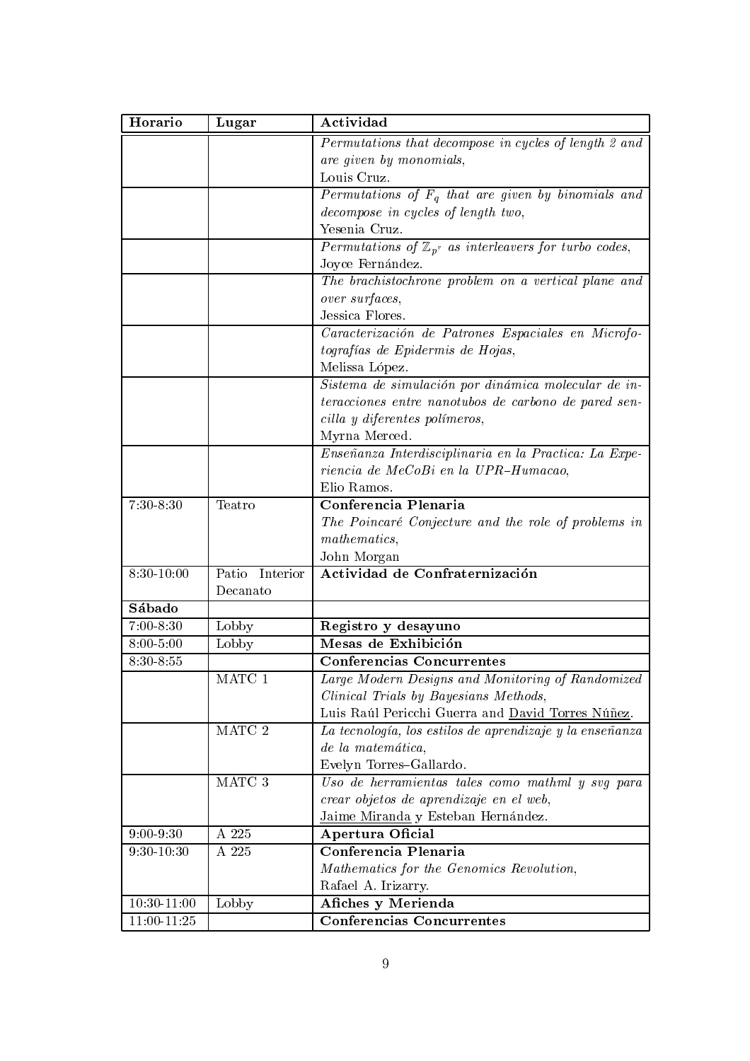| **Horario** | **Lugar** | **Actividad** |
|---|---|---|
| | | *Permutations that decompose in cycles of length 2 and are given by monomials*, Louis Cruz. |
| | | *Permutations of $F_q$ that are given by binomials and decompose in cycles of length two*, Yesenia Cruz. |
| | | *Permutations of $\mathbb{Z}_{p^r}$ as interleavers for turbo codes*, Joyce Fernández. |
| | | *The brachistochrone problem on a vertical plane and over surfaces*, Jessica Flores. |
| | | *Caracterización de Patrones Espaciales en Microfotografías de Epidermis de Hojas*, Melissa López. |
| | | *Sistema de simulación por dinámica molecular de interacciones entre nanotubos de carbono de pared sencilla y diferentes polímeros*, Myrna Merced. |
| | | *Enseñanza Interdisciplinaria en la Practica: La Experiencia de MeCoBi en la UPR–Humacao*, Elio Ramos. |
| 7:30-8:30 | Teatro | **Conferencia Plenaria** *The Poincaré Conjecture and the role of problems in mathematics*, John Morgan |
| 8:30-10:00 | Patio Interior Decanato | **Actividad de Confraternización** |
| **Sábado** | | |
| 7:00-8:30 | Lobby | **Registro y desayuno** |
| 8:00-5:00 | Lobby | **Mesas de Exhibición** |
| 8:30-8:55 | | **Conferencias Concurrentes** |
| | MATC 1 | *Large Modern Designs and Monitoring of Randomized Clinical Trials by Bayesians Methods*, Luis Raúl Pericchi Guerra and David Torres Núñez. |
| | MATC 2 | *La tecnología, los estilos de aprendizaje y la enseñanza de la matemática*, Evelyn Torres–Gallardo. |
| | MATC 3 | *Uso de herramientas tales como mathml y svg para crear objetos de aprendizaje en el web*, Jaime Miranda y Esteban Hernández. |
| 9:00-9:30 | A 225 | **Apertura Oficial** |
| 9:30-10:30 | A 225 | **Conferencia Plenaria** *Mathematics for the Genomics Revolution*, Rafael A. Irizarry. |
| 10:30-11:00 | Lobby | **Afiches y Merienda** |
| 11:00-11:25 | | **Conferencias Concurrentes** |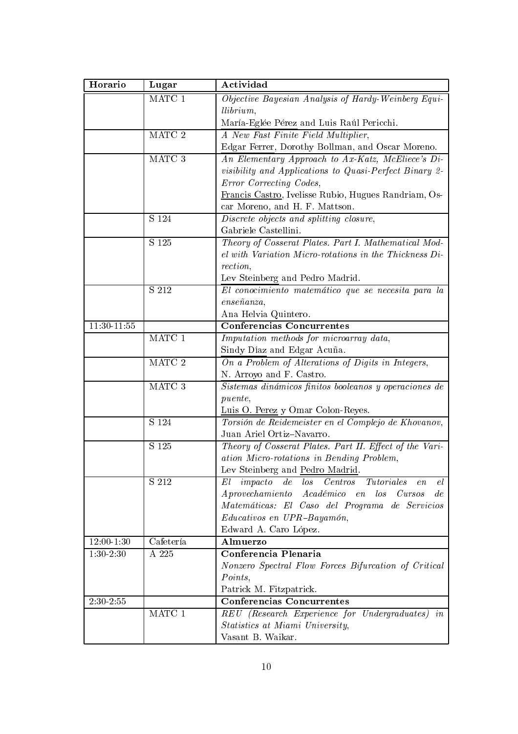| Horario | Lugar | Actividad |
|---|---|---|
| | MATC 1 | *Objective Bayesian Analysis of Hardy-Weinberg Equilibrium*, María-Eglée Pérez and Luis Raúl Pericchi. |
| | MATC 2 | *A New Fast Finite Field Multiplier*, Edgar Ferrer, Dorothy Bollman, and Oscar Moreno. |
| | MATC 3 | *An Elementary Approach to Ax-Katz, McEliece's Divisibility and Applications to Quasi-Perfect Binary 2-Error Correcting Codes*, Francis Castro, Ivelisse Rubio, Hugues Randriam, Oscar Moreno, and H. F. Mattson. |
| | S 124 | *Discrete objects and splitting closure*, Gabriele Castellini. |
| | S 125 | *Theory of Cosserat Plates. Part I. Mathematical Model with Variation Micro-rotations in the Thickness Direction*, Lev Steinberg and Pedro Madrid. |
| | S 212 | *El conocimiento matemático que se necesita para la enseñanza*, Ana Helvia Quintero. |
| 11:30-11:55 | | **Conferencias Concurrentes** |
| | MATC 1 | *Imputation methods for microarray data*, Sindy Díaz and Edgar Acuña. |
| | MATC 2 | *On a Problem of Alterations of Digits in Integers*, N. Arroyo and F. Castro. |
| | MATC 3 | *Sistemas dinámicos finitos booleanos y operaciones de puente*, Luis O. Perez y Omar Colon-Reyes. |
| | S 124 | *Torsión de Reidemeister en el Complejo de Khovanov*, Juan Ariel Ortiz–Navarro. |
| | S 125 | *Theory of Cosserat Plates. Part II. Effect of the Variation Micro-rotations in Bending Problem*, Lev Steinberg and Pedro Madrid. |
| | S 212 | *El impacto de los Centros Tutoriales en el Aprovechamiento Académico en los Cursos de Matemáticas: El Caso del Programa de Servicios Educativos en UPR–Bayamón*, Edward A. Caro López. |
| 12:00-1:30 | Cafetería | **Almuerzo** |
| 1:30-2:30 | A 225 | **Conferencia Plenaria** *Nonzero Spectral Flow Forces Bifurcation of Critical Points*, Patrick M. Fitzpatrick. |
| 2:30-2:55 | | **Conferencias Concurrentes** |
| | MATC 1 | *REU (Research Experience for Undergraduates) in Statistics at Miami University*, Vasant B. Waikar. |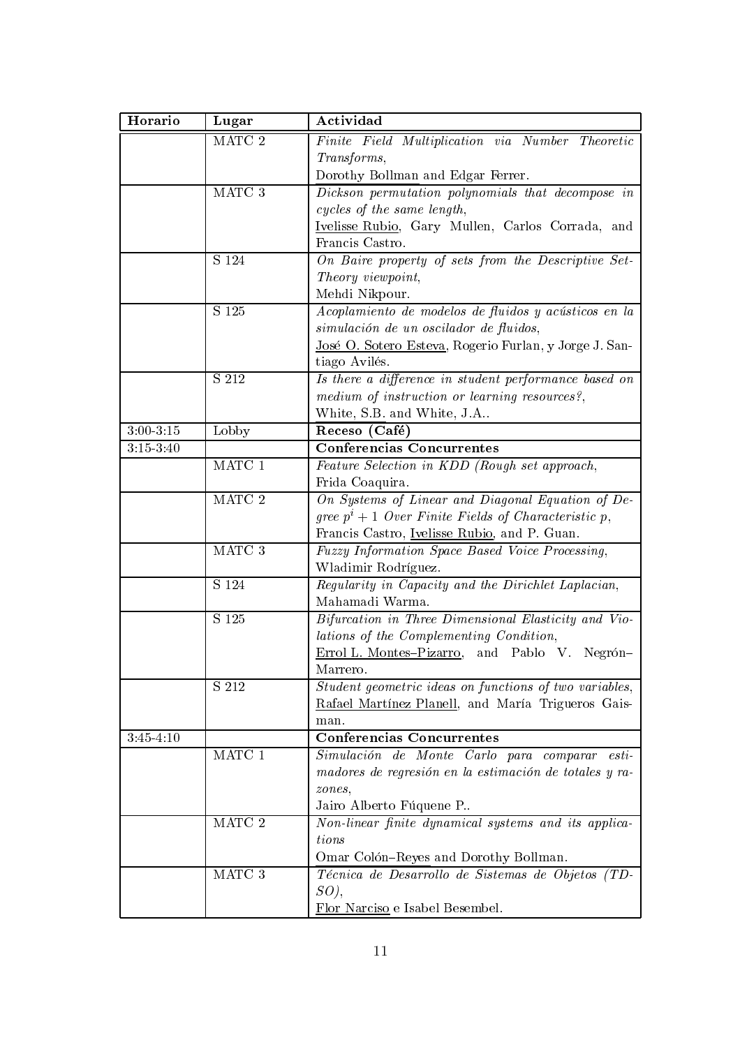| Horario | Lugar | Actividad |
|---|---|---|
| | MATC 2 | *Finite Field Multiplication via Number Theoretic Transforms*, Dorothy Bollman and Edgar Ferrer. |
| | MATC 3 | *Dickson permutation polynomials that decompose in cycles of the same length*, Ivelisse Rubio, Gary Mullen, Carlos Corrada, and Francis Castro. |
| | S 124 | *On Baire property of sets from the Descriptive Set-Theory viewpoint*, Mehdi Nikpour. |
| | S 125 | *Acoplamiento de modelos de fluidos y acústicos en la simulación de un oscilador de fluidos*, José O. Sotero Esteva, Rogerio Furlan, y Jorge J. Santiago Avilés. |
| | S 212 | *Is there a difference in student performance based on medium of instruction or learning resources?*, White, S.B. and White, J.A.. |
| 3:00-3:15 | Lobby | **Receso (Café)** |
| 3:15-3:40 | | **Conferencias Concurrentes** |
| | MATC 1 | *Feature Selection in KDD (Rough set approach*, Frida Coaquira. |
| | MATC 2 | *On Systems of Linear and Diagonal Equation of Degree $p^i + 1$ Over Finite Fields of Characteristic $p$*, Francis Castro, Ivelisse Rubio, and P. Guan. |
| | MATC 3 | *Fuzzy Information Space Based Voice Processing*, Wladimir Rodríguez. |
| | S 124 | *Regularity in Capacity and the Dirichlet Laplacian*, Mahamadi Warma. |
| | S 125 | *Bifurcation in Three Dimensional Elasticity and Violations of the Complementing Condition*, Errol L. Montes–Pizarro, and Pablo V. Negrón–Marrero. |
| | S 212 | *Student geometric ideas on functions of two variables*, Rafael Martínez Planell, and María Trigueros Gaisman. |
| 3:45-4:10 | | **Conferencias Concurrentes** |
| | MATC 1 | *Simulación de Monte Carlo para comparar estimadores de regresión en la estimación de totales y razones*, Jairo Alberto Fúquene P.. |
| | MATC 2 | *Non-linear finite dynamical systems and its applications* Omar Colón–Reyes and Dorothy Bollman. |
| | MATC 3 | *Técnica de Desarrollo de Sistemas de Objetos (TDSO)*, Flor Narciso e Isabel Besembel. |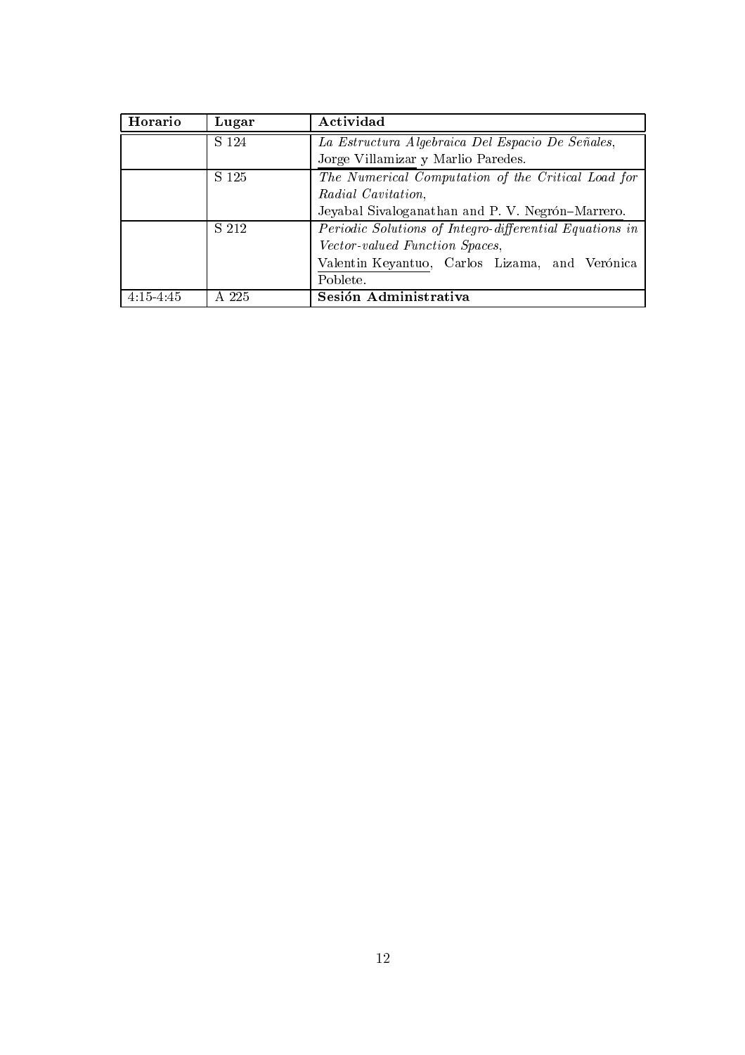| **Horario** | **Lugar** | **Actividad** |
|---|---|---|
| | S 124 | *La Estructura Algebraica Del Espacio De Señales*, Jorge Villamizar y Marlio Paredes. |
| | S 125 | *The Numerical Computation of the Critical Load for Radial Cavitation*, Jeyabal Sivaloganathan and P. V. Negrón–Marrero. |
| | S 212 | *Periodic Solutions of Integro-differential Equations in Vector-valued Function Spaces*, Valentin Keyantuo, Carlos Lizama, and Verónica Poblete. |
| 4:15-4:45 | A 225 | **Sesión Administrativa** |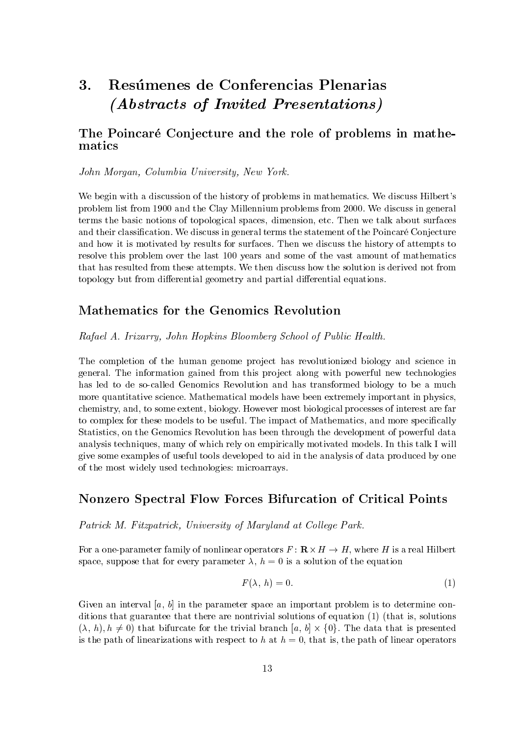# 3. Resúmenes de Conferencias Plenarias *(Abstracts of Invited Presentations)*

## The Poincaré Conjecture and the role of problems in mathematics

*John Morgan, Columbia University, New York.*

We begin with a discussion of the history of problems in mathematics. We discuss Hilbert's problem list from 1900 and the Clay Millennium problems from 2000. We discuss in general terms the basic notions of topological spaces, dimension, etc. Then we talk about surfaces and their classification. We discuss in general terms the statement of the Poincaré Conjecture and how it is motivated by results for surfaces. Then we discuss the history of attempts to resolve this problem over the last 100 years and some of the vast amount of mathematics that has resulted from these attempts. We then discuss how the solution is derived not from topology but from differential geometry and partial differential equations.

## Mathematics for the Genomics Revolution

*Rafael A. Irizarry, John Hopkins Bloomberg School of Public Health.*

The completion of the human genome project has revolutionized biology and science in general. The information gained from this project along with powerful new technologies has led to de so-called Genomics Revolution and has transformed biology to be a much more quantitative science. Mathematical models have been extremely important in physics, chemistry, and, to some extent, biology. However most biological processes of interest are far to complex for these models to be useful. The impact of Mathematics, and more specifically Statistics, on the Genomics Revolution has been through the development of powerful data analysis techniques, many of which rely on empirically motivated models. In this talk I will give some examples of useful tools developed to aid in the analysis of data produced by one of the most widely used technologies: microarrays.

## Nonzero Spectral Flow Forces Bifurcation of Critical Points

*Patrick M. Fitzpatrick, University of Maryland at College Park.*

For a one-parameter family of nonlinear operators $F\colon \mathbf{R} \times H \to H$, where $H$ is a real Hilbert space, suppose that for every parameter $\lambda$, $h = 0$ is a solution of the equation

$$F(\lambda,\, h) = 0. \qquad (1)$$

Given an interval $[a,\, b]$ in the parameter space an important problem is to determine conditions that guarantee that there are nontrivial solutions of equation (1) (that is, solutions $(\lambda,\, h), h \neq 0)$ that bifurcate for the trivial branch $[a,\, b] \times \{0\}$. The data that is presented is the path of linearizations with respect to $h$ at $h = 0$, that is, the path of linear operators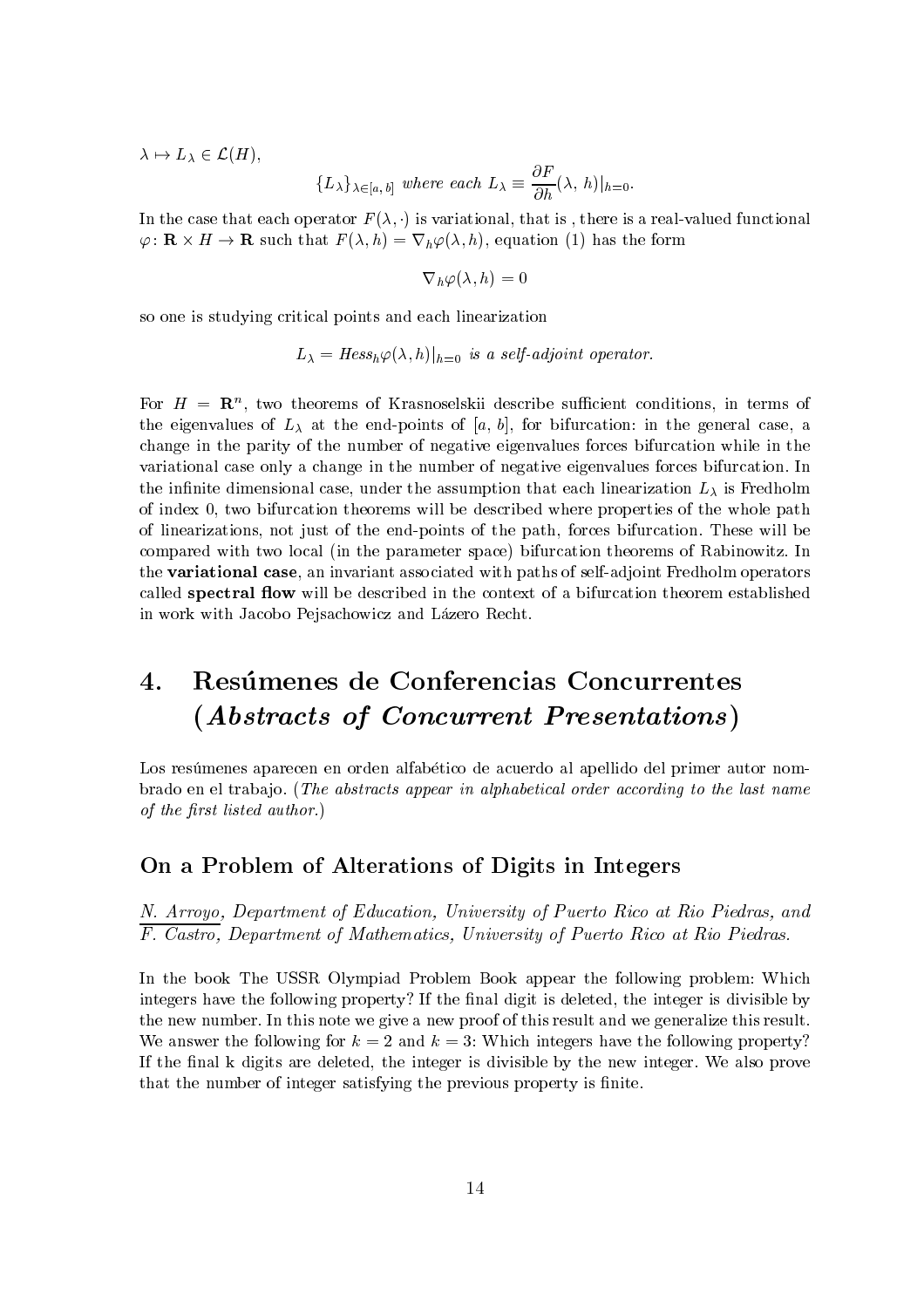$\lambda \mapsto L_\lambda \in \mathcal{L}(H)$,

$$\{L_\lambda\}_{\lambda \in [a,\, b]} \text{ where each } L_\lambda \equiv \frac{\partial F}{\partial h}(\lambda,\, h)|_{h=0}.$$

In the case that each operator $F(\lambda, \cdot)$ is variational, that is , there is a real-valued functional $\varphi \colon \mathbf{R} \times H \to \mathbf{R}$ such that $F(\lambda, h) = \nabla_h \varphi(\lambda, h)$, equation (1) has the form

$$\nabla_h \varphi(\lambda, h) = 0$$

so one is studying critical points and each linearization

$$L_\lambda = Hess_h \varphi(\lambda, h)|_{h=0} \text{ is a self-adjoint operator.}$$

For $H = \mathbf{R}^n$, two theorems of Krasnoselskii describe sufficient conditions, in terms of the eigenvalues of $L_\lambda$ at the end-points of $[a,\, b]$, for bifurcation: in the general case, a change in the parity of the number of negative eigenvalues forces bifurcation while in the variational case only a change in the number of negative eigenvalues forces bifurcation. In the infinite dimensional case, under the assumption that each linearization $L_\lambda$ is Fredholm of index 0, two bifurcation theorems will be described where properties of the whole path of linearizations, not just of the end-points of the path, forces bifurcation. These will be compared with two local (in the parameter space) bifurcation theorems of Rabinowitz. In the **variational case**, an invariant associated with paths of self-adjoint Fredholm operators called **spectral flow** will be described in the context of a bifurcation theorem established in work with Jacobo Pejsachowicz and Lázero Recht.

# 4. Resúmenes de Conferencias Concurrentes (*Abstracts of Concurrent Presentations*)

Los resúmenes aparecen en orden alfabético de acuerdo al apellido del primer autor nombrado en el trabajo. (*The abstracts appear in alphabetical order according to the last name of the first listed author.*)

## On a Problem of Alterations of Digits in Integers

*N. Arroyo, Department of Education, University of Puerto Rico at Rio Piedras, and F. Castro, Department of Mathematics, University of Puerto Rico at Rio Piedras.*

In the book The USSR Olympiad Problem Book appear the following problem: Which integers have the following property? If the final digit is deleted, the integer is divisible by the new number. In this note we give a new proof of this result and we generalize this result. We answer the following for $k = 2$ and $k = 3$: Which integers have the following property? If the final k digits are deleted, the integer is divisible by the new integer. We also prove that the number of integer satisfying the previous property is finite.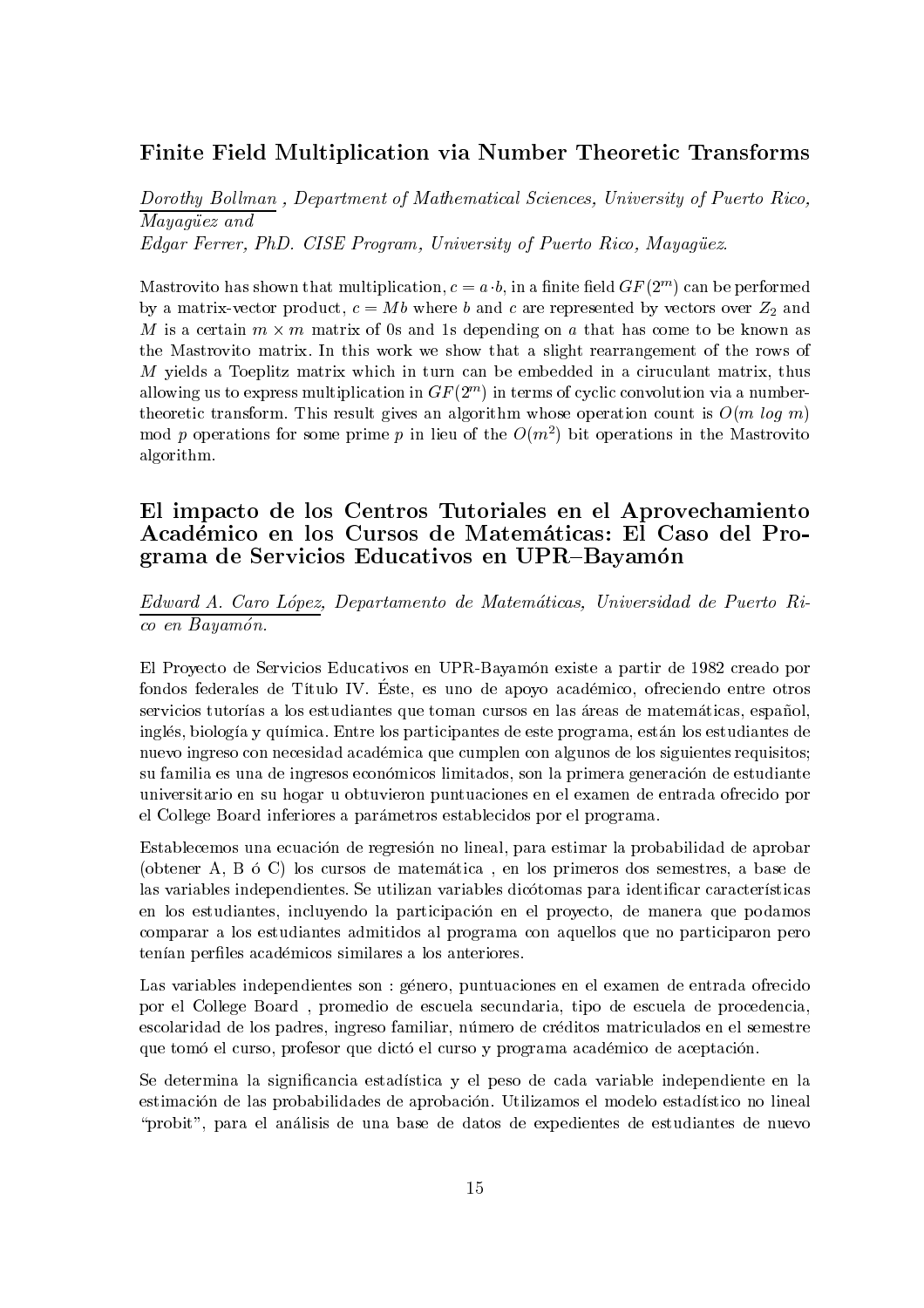## Finite Field Multiplication via Number Theoretic Transforms

*Dorothy Bollman , Department of Mathematical Sciences, University of Puerto Rico, Mayagüez and*
*Edgar Ferrer, PhD. CISE Program, University of Puerto Rico, Mayagüez.*

Mastrovito has shown that multiplication, $c = a \cdot b$, in a finite field $GF(2^m)$ can be performed by a matrix-vector product, $c = Mb$ where $b$ and $c$ are represented by vectors over $Z_2$ and $M$ is a certain $m \times m$ matrix of 0s and 1s depending on $a$ that has come to be known as the Mastrovito matrix. In this work we show that a slight rearrangement of the rows of $M$ yields a Toeplitz matrix which in turn can be embedded in a ciruculant matrix, thus allowing us to express multiplication in $GF(2^m)$ in terms of cyclic convolution via a number-theoretic transform. This result gives an algorithm whose operation count is $O(m \log m)$ mod $p$ operations for some prime $p$ in lieu of the $O(m^2)$ bit operations in the Mastrovito algorithm.

## El impacto de los Centros Tutoriales en el Aprovechamiento Académico en los Cursos de Matemáticas: El Caso del Programa de Servicios Educativos en UPR–Bayamón

*Edward A. Caro López, Departamento de Matemáticas, Universidad de Puerto Rico en Bayamón.*

El Proyecto de Servicios Educativos en UPR-Bayamón existe a partir de 1982 creado por fondos federales de Título IV. Éste, es uno de apoyo académico, ofreciendo entre otros servicios tutorías a los estudiantes que toman cursos en las áreas de matemáticas, español, inglés, biología y química. Entre los participantes de este programa, están los estudiantes de nuevo ingreso con necesidad académica que cumplen con algunos de los siguientes requisitos; su familia es una de ingresos económicos limitados, son la primera generación de estudiante universitario en su hogar u obtuvieron puntuaciones en el examen de entrada ofrecido por el College Board inferiores a parámetros establecidos por el programa.

Establecemos una ecuación de regresión no lineal, para estimar la probabilidad de aprobar (obtener A, B ó C) los cursos de matemática , en los primeros dos semestres, a base de las variables independientes. Se utilizan variables dicótomas para identificar características en los estudiantes, incluyendo la participación en el proyecto, de manera que podamos comparar a los estudiantes admitidos al programa con aquellos que no participaron pero tenían perfiles académicos similares a los anteriores.

Las variables independientes son : género, puntuaciones en el examen de entrada ofrecido por el College Board , promedio de escuela secundaria, tipo de escuela de procedencia, escolaridad de los padres, ingreso familiar, número de créditos matriculados en el semestre que tomó el curso, profesor que dictó el curso y programa académico de aceptación.

Se determina la significancia estadística y el peso de cada variable independiente en la estimación de las probabilidades de aprobación. Utilizamos el modelo estadístico no lineal "probit", para el análisis de una base de datos de expedientes de estudiantes de nuevo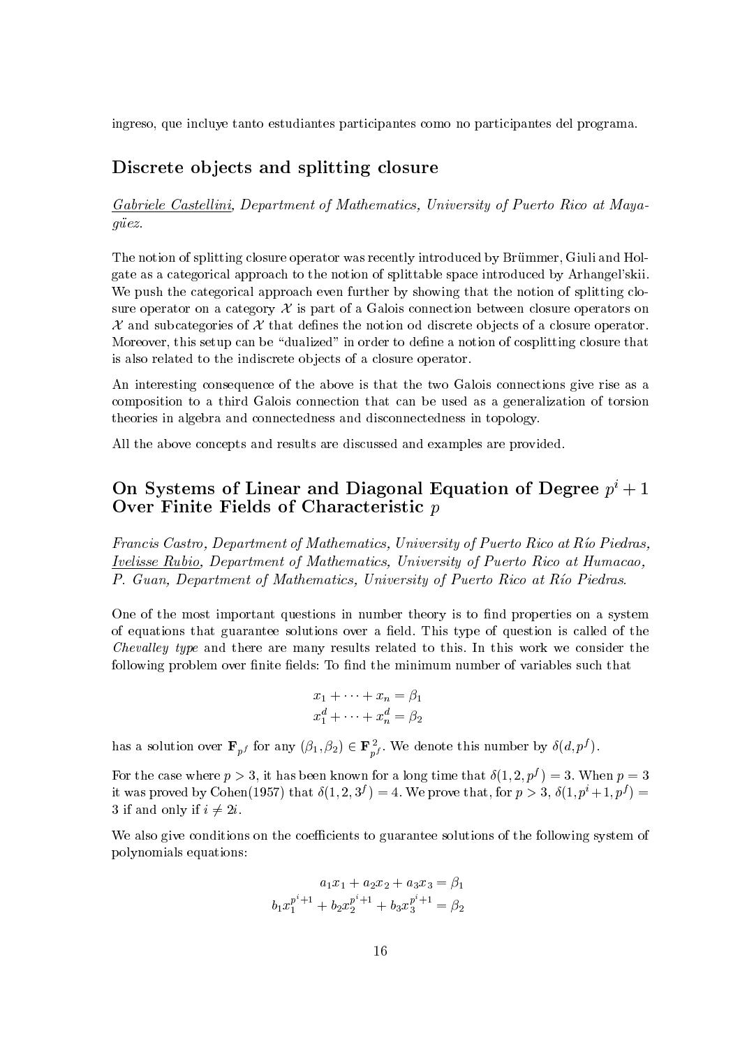ingreso, que incluye tanto estudiantes participantes como no participantes del programa.

## Discrete objects and splitting closure

*Gabriele Castellini, Department of Mathematics, University of Puerto Rico at Mayagüez.*

The notion of splitting closure operator was recently introduced by Brümmer, Giuli and Holgate as a categorical approach to the notion of splittable space introduced by Arhangel'skii. We push the categorical approach even further by showing that the notion of splitting closure operator on a category $\mathcal{X}$ is part of a Galois connection between closure operators on $\mathcal{X}$ and subcategories of $\mathcal{X}$ that defines the notion od discrete objects of a closure operator. Moreover, this setup can be "dualized" in order to define a notion of cosplitting closure that is also related to the indiscrete objects of a closure operator.

An interesting consequence of the above is that the two Galois connections give rise as a composition to a third Galois connection that can be used as a generalization of torsion theories in algebra and connectedness and disconnectedness in topology.

All the above concepts and results are discussed and examples are provided.

## On Systems of Linear and Diagonal Equation of Degree $p^i + 1$ Over Finite Fields of Characteristic $p$

*Francis Castro, Department of Mathematics, University of Puerto Rico at Río Piedras, Ivelisse Rubio, Department of Mathematics, University of Puerto Rico at Humacao, P. Guan, Department of Mathematics, University of Puerto Rico at Río Piedras.*

One of the most important questions in number theory is to find properties on a system of equations that guarantee solutions over a field. This type of question is called of the *Chevalley type* and there are many results related to this. In this work we consider the following problem over finite fields: To find the minimum number of variables such that

$$x_1 + \cdots + x_n = \beta_1$$
$$x_1^d + \cdots + x_n^d = \beta_2$$

has a solution over $\mathbf{F}_{p^f}$ for any $(\beta_1, \beta_2) \in \mathbf{F}_{p^f}^2$. We denote this number by $\delta(d, p^f)$.

For the case where $p > 3$, it has been known for a long time that $\delta(1, 2, p^f) = 3$. When $p = 3$ it was proved by Cohen(1957) that $\delta(1, 2, 3^f) = 4$. We prove that, for $p > 3$, $\delta(1, p^i+1, p^f) = 3$ if and only if $i \neq 2i$.

We also give conditions on the coefficients to guarantee solutions of the following system of polynomials equations:

$$a_1x_1 + a_2x_2 + a_3x_3 = \beta_1$$
$$b_1x_1^{p^i+1} + b_2x_2^{p^i+1} + b_3x_3^{p^i+1} = \beta_2$$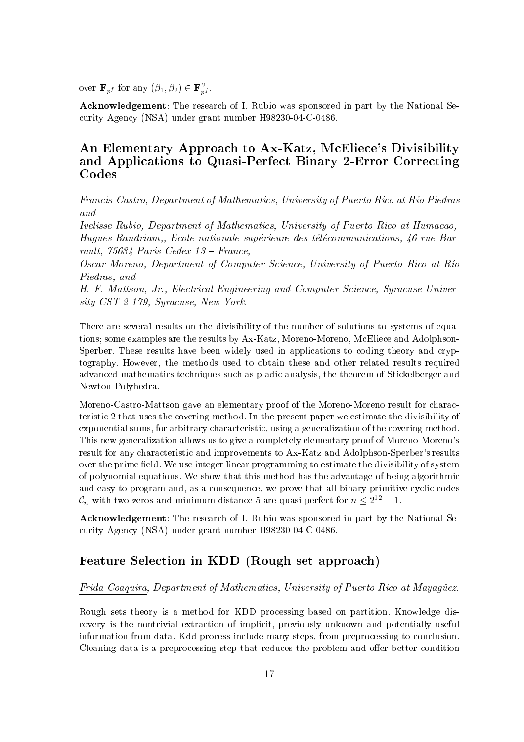over $\mathbf{F}_{p^f}$ for any $(\beta_1, \beta_2) \in \mathbf{F}_{p^f}^2$.

**Acknowledgement**: The research of I. Rubio was sponsored in part by the National Security Agency (NSA) under grant number H98230-04-C-0486.

## An Elementary Approach to Ax-Katz, McEliece's Divisibility and Applications to Quasi-Perfect Binary 2-Error Correcting Codes

*Francis Castro, Department of Mathematics, University of Puerto Rico at Río Piedras and*

*Ivelisse Rubio, Department of Mathematics, University of Puerto Rico at Humacao,*
*Hugues Randriam,, Ecole nationale supérieure des télécommunications, 46 rue Barrault, 75634 Paris Cedex 13 – France,*
*Oscar Moreno, Department of Computer Science, University of Puerto Rico at Río Piedras, and*
*H. F. Mattson, Jr., Electrical Engineering and Computer Science, Syracuse University CST 2-179, Syracuse, New York.*

There are several results on the divisibility of the number of solutions to systems of equations; some examples are the results by Ax-Katz, Moreno-Moreno, McEliece and Adolphson-Sperber. These results have been widely used in applications to coding theory and cryptography. However, the methods used to obtain these and other related results required advanced mathematics techniques such as p-adic analysis, the theorem of Stickelberger and Newton Polyhedra.

Moreno-Castro-Mattson gave an elementary proof of the Moreno-Moreno result for characteristic 2 that uses the covering method. In the present paper we estimate the divisibility of exponential sums, for arbitrary characteristic, using a generalization of the covering method. This new generalization allows us to give a completely elementary proof of Moreno-Moreno's result for any characteristic and improvements to Ax-Katz and Adolphson-Sperber's results over the prime field. We use integer linear programming to estimate the divisibility of system of polynomial equations. We show that this method has the advantage of being algorithmic and easy to program and, as a consequence, we prove that all binary primitive cyclic codes $\mathcal{C}_n$ with two zeros and minimum distance 5 are quasi-perfect for $n \leq 2^{12} - 1$.

**Acknowledgement**: The research of I. Rubio was sponsored in part by the National Security Agency (NSA) under grant number H98230-04-C-0486.

## Feature Selection in KDD (Rough set approach)

*Frida Coaquira, Department of Mathematics, University of Puerto Rico at Mayagüez.*

Rough sets theory is a method for KDD processing based on partition. Knowledge discovery is the nontrivial extraction of implicit, previously unknown and potentially useful information from data. Kdd process include many steps, from preprocessing to conclusion. Cleaning data is a preprocessing step that reduces the problem and offer better condition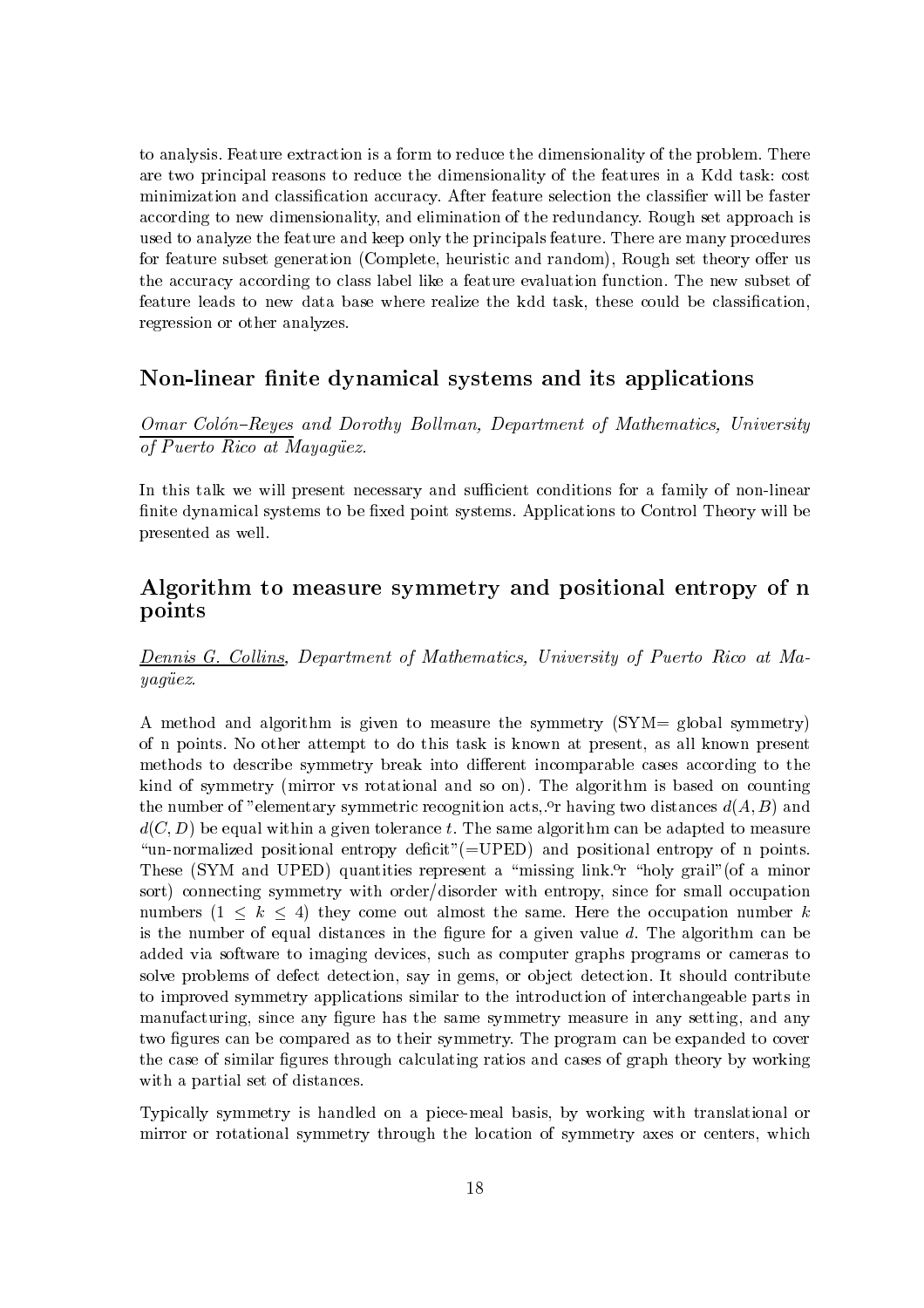to analysis. Feature extraction is a form to reduce the dimensionality of the problem. There are two principal reasons to reduce the dimensionality of the features in a Kdd task: cost minimization and classification accuracy. After feature selection the classifier will be faster according to new dimensionality, and elimination of the redundancy. Rough set approach is used to analyze the feature and keep only the principals feature. There are many procedures for feature subset generation (Complete, heuristic and random), Rough set theory offer us the accuracy according to class label like a feature evaluation function. The new subset of feature leads to new data base where realize the kdd task, these could be classification, regression or other analyzes.

## Non-linear finite dynamical systems and its applications

*Omar Colón–Reyes and Dorothy Bollman, Department of Mathematics, University of Puerto Rico at Mayagüez.*

In this talk we will present necessary and sufficient conditions for a family of non-linear finite dynamical systems to be fixed point systems. Applications to Control Theory will be presented as well.

## Algorithm to measure symmetry and positional entropy of n points

*Dennis G. Collins, Department of Mathematics, University of Puerto Rico at Mayagüez.*

A method and algorithm is given to measure the symmetry (SYM= global symmetry) of n points. No other attempt to do this task is known at present, as all known present methods to describe symmetry break into different incomparable cases according to the kind of symmetry (mirror vs rotational and so on). The algorithm is based on counting the number of "elementary symmetric recognition acts,.ºr having two distances $d(A, B)$ and $d(C, D)$ be equal within a given tolerance $t$. The same algorithm can be adapted to measure "un-normalized positional entropy deficit"(=UPED) and positional entropy of n points. These (SYM and UPED) quantities represent a "missing link.ºr "holy grail"(of a minor sort) connecting symmetry with order/disorder with entropy, since for small occupation numbers $(1 \leq k \leq 4)$ they come out almost the same. Here the occupation number $k$ is the number of equal distances in the figure for a given value $d$. The algorithm can be added via software to imaging devices, such as computer graphs programs or cameras to solve problems of defect detection, say in gems, or object detection. It should contribute to improved symmetry applications similar to the introduction of interchangeable parts in manufacturing, since any figure has the same symmetry measure in any setting, and any two figures can be compared as to their symmetry. The program can be expanded to cover the case of similar figures through calculating ratios and cases of graph theory by working with a partial set of distances.

Typically symmetry is handled on a piece-meal basis, by working with translational or mirror or rotational symmetry through the location of symmetry axes or centers, which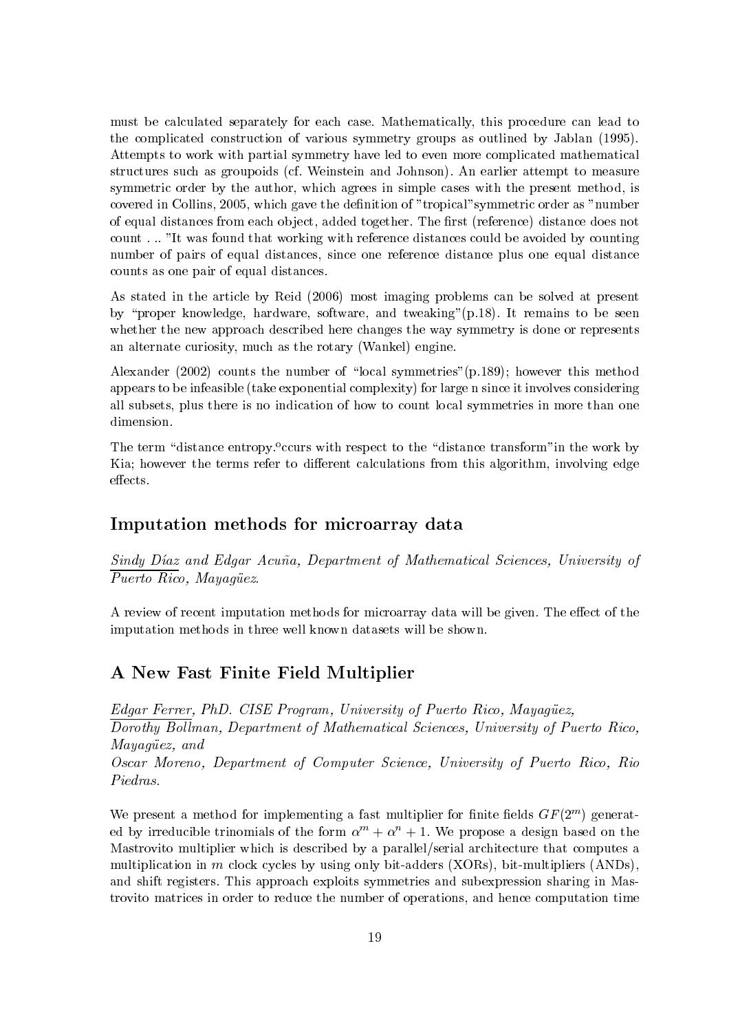must be calculated separately for each case. Mathematically, this procedure can lead to the complicated construction of various symmetry groups as outlined by Jablan (1995). Attempts to work with partial symmetry have led to even more complicated mathematical structures such as groupoids (cf. Weinstein and Johnson). An earlier attempt to measure symmetric order by the author, which agrees in simple cases with the present method, is covered in Collins, 2005, which gave the definition of "tropical"symmetric order as "number of equal distances from each object, added together. The first (reference) distance does not count . .. "It was found that working with reference distances could be avoided by counting number of pairs of equal distances, since one reference distance plus one equal distance counts as one pair of equal distances.

As stated in the article by Reid (2006) most imaging problems can be solved at present by "proper knowledge, hardware, software, and tweaking"(p.18). It remains to be seen whether the new approach described here changes the way symmetry is done or represents an alternate curiosity, much as the rotary (Wankel) engine.

Alexander (2002) counts the number of "local symmetries"(p.189); however this method appears to be infeasible (take exponential complexity) for large n since it involves considering all subsets, plus there is no indication of how to count local symmetries in more than one dimension.

The term "distance entropy.ºccurs with respect to the "distance transform"in the work by Kia; however the terms refer to different calculations from this algorithm, involving edge effects.

## Imputation methods for microarray data

*Sindy Díaz and Edgar Acuña, Department of Mathematical Sciences, University of Puerto Rico, Mayagüez.*

A review of recent imputation methods for microarray data will be given. The effect of the imputation methods in three well known datasets will be shown.

## A New Fast Finite Field Multiplier

*Edgar Ferrer, PhD. CISE Program, University of Puerto Rico, Mayagüez,*
*Dorothy Bollman, Department of Mathematical Sciences, University of Puerto Rico, Mayagüez, and*
*Oscar Moreno, Department of Computer Science, University of Puerto Rico, Rio Piedras.*

We present a method for implementing a fast multiplier for finite fields $GF(2^m)$ generated by irreducible trinomials of the form $\alpha^m + \alpha^n + 1$. We propose a design based on the Mastrovito multiplier which is described by a parallel/serial architecture that computes a multiplication in $m$ clock cycles by using only bit-adders (XORs), bit-multipliers (ANDs), and shift registers. This approach exploits symmetries and subexpression sharing in Mastrovito matrices in order to reduce the number of operations, and hence computation time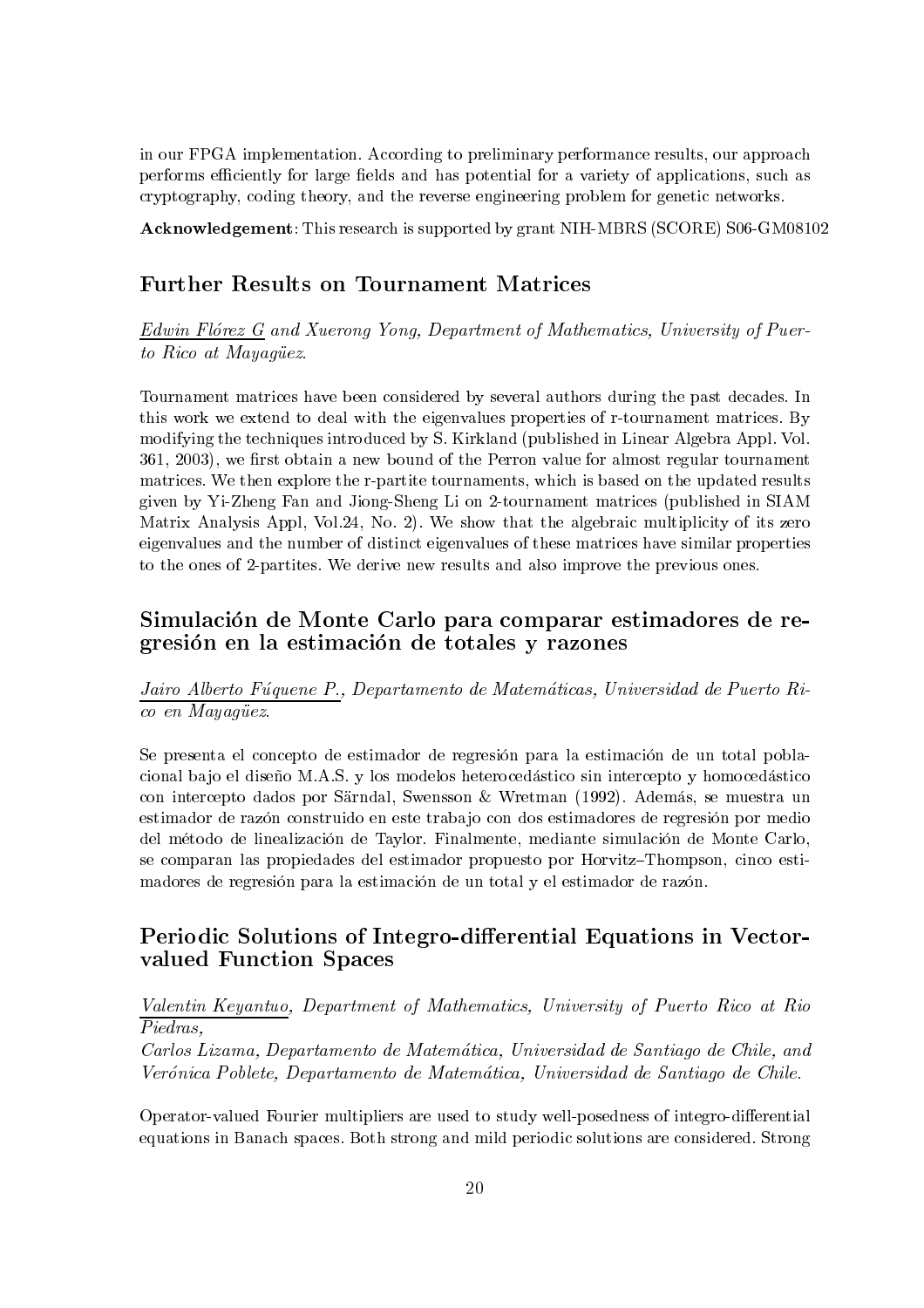in our FPGA implementation. According to preliminary performance results, our approach performs efficiently for large fields and has potential for a variety of applications, such as cryptography, coding theory, and the reverse engineering problem for genetic networks.

**Acknowledgement**: This research is supported by grant NIH-MBRS (SCORE) S06-GM08102

## Further Results on Tournament Matrices

*Edwin Flórez G and Xuerong Yong, Department of Mathematics, University of Puerto Rico at Mayagüez.*

Tournament matrices have been considered by several authors during the past decades. In this work we extend to deal with the eigenvalues properties of r-tournament matrices. By modifying the techniques introduced by S. Kirkland (published in Linear Algebra Appl. Vol. 361, 2003), we first obtain a new bound of the Perron value for almost regular tournament matrices. We then explore the r-partite tournaments, which is based on the updated results given by Yi-Zheng Fan and Jiong-Sheng Li on 2-tournament matrices (published in SIAM Matrix Analysis Appl, Vol.24, No. 2). We show that the algebraic multiplicity of its zero eigenvalues and the number of distinct eigenvalues of these matrices have similar properties to the ones of 2-partites. We derive new results and also improve the previous ones.

## Simulación de Monte Carlo para comparar estimadores de regresión en la estimación de totales y razones

*Jairo Alberto Fúquene P., Departamento de Matemáticas, Universidad de Puerto Rico en Mayagüez.*

Se presenta el concepto de estimador de regresión para la estimación de un total poblacional bajo el diseño M.A.S. y los modelos heterocedástico sin intercepto y homocedástico con intercepto dados por Särndal, Swensson & Wretman (1992). Además, se muestra un estimador de razón construido en este trabajo con dos estimadores de regresión por medio del método de linealización de Taylor. Finalmente, mediante simulación de Monte Carlo, se comparan las propiedades del estimador propuesto por Horvitz–Thompson, cinco estimadores de regresión para la estimación de un total y el estimador de razón.

## Periodic Solutions of Integro-differential Equations in Vector-valued Function Spaces

*Valentin Keyantuo, Department of Mathematics, University of Puerto Rico at Rio Piedras,*
*Carlos Lizama, Departamento de Matemática, Universidad de Santiago de Chile, and Verónica Poblete, Departamento de Matemática, Universidad de Santiago de Chile.*

Operator-valued Fourier multipliers are used to study well-posedness of integro-differential equations in Banach spaces. Both strong and mild periodic solutions are considered. Strong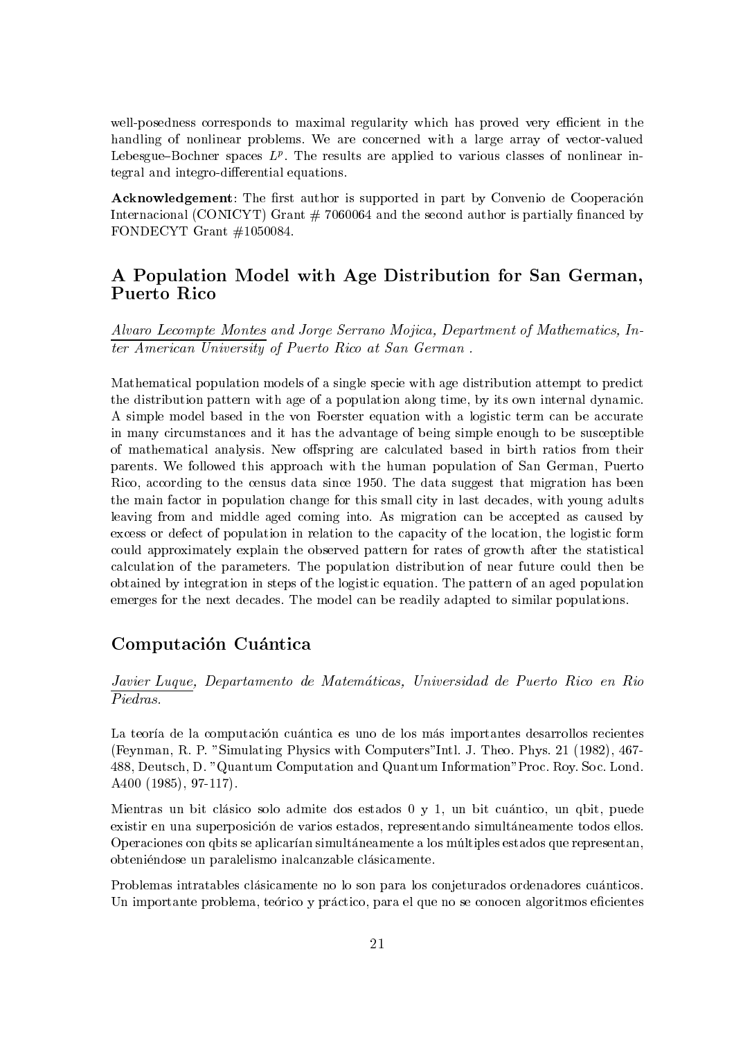well-posedness corresponds to maximal regularity which has proved very efficient in the handling of nonlinear problems. We are concerned with a large array of vector-valued Lebesgue–Bochner spaces $L^p$. The results are applied to various classes of nonlinear integral and integro-differential equations.

**Acknowledgement**: The first author is supported in part by Convenio de Cooperación Internacional (CONICYT) Grant # 7060064 and the second author is partially financed by FONDECYT Grant #1050084.

## A Population Model with Age Distribution for San German, Puerto Rico

*Alvaro Lecompte Montes and Jorge Serrano Mojica, Department of Mathematics, Inter American University of Puerto Rico at San German .*

Mathematical population models of a single specie with age distribution attempt to predict the distribution pattern with age of a population along time, by its own internal dynamic. A simple model based in the von Foerster equation with a logistic term can be accurate in many circumstances and it has the advantage of being simple enough to be susceptible of mathematical analysis. New offspring are calculated based in birth ratios from their parents. We followed this approach with the human population of San German, Puerto Rico, according to the census data since 1950. The data suggest that migration has been the main factor in population change for this small city in last decades, with young adults leaving from and middle aged coming into. As migration can be accepted as caused by excess or defect of population in relation to the capacity of the location, the logistic form could approximately explain the observed pattern for rates of growth after the statistical calculation of the parameters. The population distribution of near future could then be obtained by integration in steps of the logistic equation. The pattern of an aged population emerges for the next decades. The model can be readily adapted to similar populations.

## Computación Cuántica

*Javier Luque, Departamento de Matemáticas, Universidad de Puerto Rico en Rio Piedras.*

La teoría de la computación cuántica es uno de los más importantes desarrollos recientes (Feynman, R. P. "Simulating Physics with Computers"Intl. J. Theo. Phys. 21 (1982), 467-488, Deutsch, D. "Quantum Computation and Quantum Information"Proc. Roy. Soc. Lond. A400 (1985), 97-117).

Mientras un bit clásico solo admite dos estados 0 y 1, un bit cuántico, un qbit, puede existir en una superposición de varios estados, representando simultáneamente todos ellos. Operaciones con qbits se aplicarían simultáneamente a los múltiples estados que representan, obteniéndose un paralelismo inalcanzable clásicamente.

Problemas intratables clásicamente no lo son para los conjeturados ordenadores cuánticos. Un importante problema, teórico y práctico, para el que no se conocen algoritmos eficientes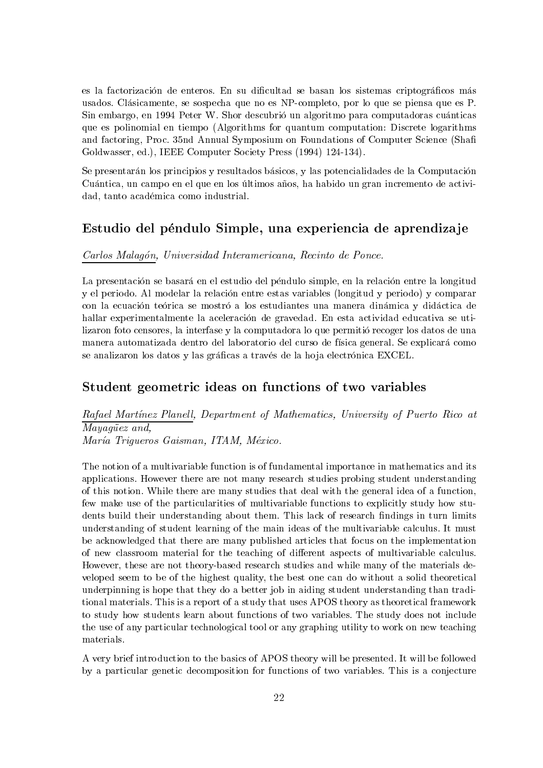es la factorización de enteros. En su dificultad se basan los sistemas criptográficos más usados. Clásicamente, se sospecha que no es NP-completo, por lo que se piensa que es P. Sin embargo, en 1994 Peter W. Shor descubrió un algoritmo para computadoras cuánticas que es polinomial en tiempo (Algorithms for quantum computation: Discrete logarithms and factoring, Proc. 35nd Annual Symposium on Foundations of Computer Science (Shafi Goldwasser, ed.), IEEE Computer Society Press (1994) 124-134).

Se presentarán los principios y resultados básicos, y las potencialidades de la Computación Cuántica, un campo en el que en los últimos años, ha habido un gran incremento de actividad, tanto académica como industrial.

## Estudio del péndulo Simple, una experiencia de aprendizaje

*Carlos Malagón, Universidad Interamericana, Recinto de Ponce.*

La presentación se basará en el estudio del péndulo simple, en la relación entre la longitud y el periodo. Al modelar la relación entre estas variables (longitud y periodo) y comparar con la ecuación teórica se mostró a los estudiantes una manera dinámica y didáctica de hallar experimentalmente la aceleración de gravedad. En esta actividad educativa se utilizaron foto censores, la interfase y la computadora lo que permitió recoger los datos de una manera automatizada dentro del laboratorio del curso de física general. Se explicará como se analizaron los datos y las gráficas a través de la hoja electrónica EXCEL.

## Student geometric ideas on functions of two variables

*Rafael Martínez Planell, Department of Mathematics, University of Puerto Rico at Mayagüez and,*
*María Trigueros Gaisman, ITAM, México.*

The notion of a multivariable function is of fundamental importance in mathematics and its applications. However there are not many research studies probing student understanding of this notion. While there are many studies that deal with the general idea of a function, few make use of the particularities of multivariable functions to explicitly study how students build their understanding about them. This lack of research findings in turn limits understanding of student learning of the main ideas of the multivariable calculus. It must be acknowledged that there are many published articles that focus on the implementation of new classroom material for the teaching of different aspects of multivariable calculus. However, these are not theory-based research studies and while many of the materials developed seem to be of the highest quality, the best one can do without a solid theoretical underpinning is hope that they do a better job in aiding student understanding than traditional materials. This is a report of a study that uses APOS theory as theoretical framework to study how students learn about functions of two variables. The study does not include the use of any particular technological tool or any graphing utility to work on new teaching materials.

A very brief introduction to the basics of APOS theory will be presented. It will be followed by a particular genetic decomposition for functions of two variables. This is a conjecture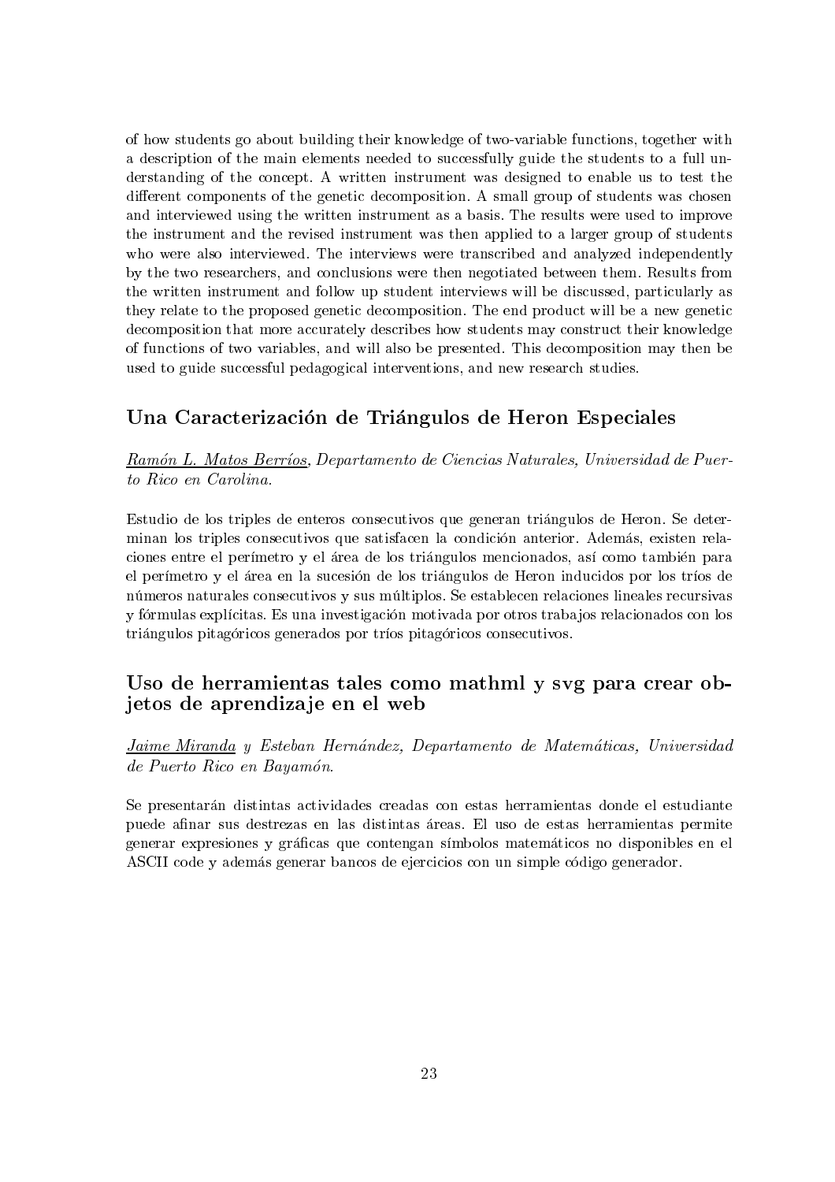of how students go about building their knowledge of two-variable functions, together with a description of the main elements needed to successfully guide the students to a full understanding of the concept. A written instrument was designed to enable us to test the different components of the genetic decomposition. A small group of students was chosen and interviewed using the written instrument as a basis. The results were used to improve the instrument and the revised instrument was then applied to a larger group of students who were also interviewed. The interviews were transcribed and analyzed independently by the two researchers, and conclusions were then negotiated between them. Results from the written instrument and follow up student interviews will be discussed, particularly as they relate to the proposed genetic decomposition. The end product will be a new genetic decomposition that more accurately describes how students may construct their knowledge of functions of two variables, and will also be presented. This decomposition may then be used to guide successful pedagogical interventions, and new research studies.

## Una Caracterización de Triángulos de Heron Especiales

*Ramón L. Matos Berríos, Departamento de Ciencias Naturales, Universidad de Puerto Rico en Carolina.*

Estudio de los triples de enteros consecutivos que generan triángulos de Heron. Se determinan los triples consecutivos que satisfacen la condición anterior. Además, existen relaciones entre el perímetro y el área de los triángulos mencionados, así como también para el perímetro y el área en la sucesión de los triángulos de Heron inducidos por los tríos de números naturales consecutivos y sus múltiplos. Se establecen relaciones lineales recursivas y fórmulas explícitas. Es una investigación motivada por otros trabajos relacionados con los triángulos pitagóricos generados por tríos pitagóricos consecutivos.

## Uso de herramientas tales como mathml y svg para crear objetos de aprendizaje en el web

*Jaime Miranda y Esteban Hernández, Departamento de Matemáticas, Universidad de Puerto Rico en Bayamón.*

Se presentarán distintas actividades creadas con estas herramientas donde el estudiante puede afinar sus destrezas en las distintas áreas. El uso de estas herramientas permite generar expresiones y gráficas que contengan símbolos matemáticos no disponibles en el ASCII code y además generar bancos de ejercicios con un simple código generador.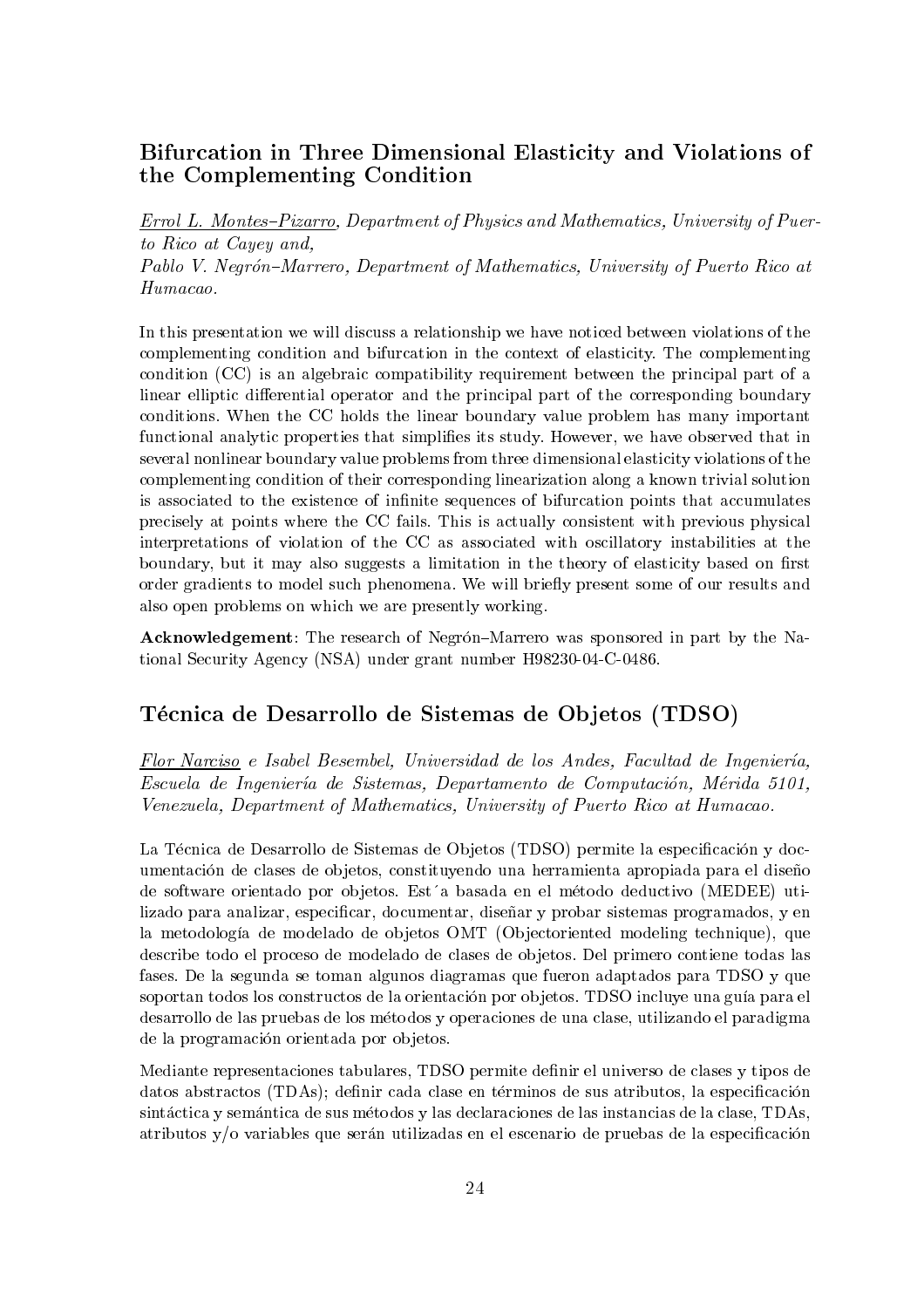## Bifurcation in Three Dimensional Elasticity and Violations of the Complementing Condition

*Errol L. Montes–Pizarro, Department of Physics and Mathematics, University of Puerto Rico at Cayey and,*
*Pablo V. Negrón–Marrero, Department of Mathematics, University of Puerto Rico at Humacao.*

In this presentation we will discuss a relationship we have noticed between violations of the complementing condition and bifurcation in the context of elasticity. The complementing condition (CC) is an algebraic compatibility requirement between the principal part of a linear elliptic differential operator and the principal part of the corresponding boundary conditions. When the CC holds the linear boundary value problem has many important functional analytic properties that simplifies its study. However, we have observed that in several nonlinear boundary value problems from three dimensional elasticity violations of the complementing condition of their corresponding linearization along a known trivial solution is associated to the existence of infinite sequences of bifurcation points that accumulates precisely at points where the CC fails. This is actually consistent with previous physical interpretations of violation of the CC as associated with oscillatory instabilities at the boundary, but it may also suggests a limitation in the theory of elasticity based on first order gradients to model such phenomena. We will briefly present some of our results and also open problems on which we are presently working.

**Acknowledgement**: The research of Negrón–Marrero was sponsored in part by the National Security Agency (NSA) under grant number H98230-04-C-0486.

## Técnica de Desarrollo de Sistemas de Objetos (TDSO)

*Flor Narciso e Isabel Besembel, Universidad de los Andes, Facultad de Ingeniería, Escuela de Ingeniería de Sistemas, Departamento de Computación, Mérida 5101, Venezuela, Department of Mathematics, University of Puerto Rico at Humacao.*

La Técnica de Desarrollo de Sistemas de Objetos (TDSO) permite la especificación y documentación de clases de objetos, constituyendo una herramienta apropiada para el diseño de software orientado por objetos. Est´a basada en el método deductivo (MEDEE) utilizado para analizar, especificar, documentar, diseñar y probar sistemas programados, y en la metodología de modelado de objetos OMT (Objectoriented modeling technique), que describe todo el proceso de modelado de clases de objetos. Del primero contiene todas las fases. De la segunda se toman algunos diagramas que fueron adaptados para TDSO y que soportan todos los constructos de la orientación por objetos. TDSO incluye una guía para el desarrollo de las pruebas de los métodos y operaciones de una clase, utilizando el paradigma de la programación orientada por objetos.

Mediante representaciones tabulares, TDSO permite definir el universo de clases y tipos de datos abstractos (TDAs); definir cada clase en términos de sus atributos, la especificación sintáctica y semántica de sus métodos y las declaraciones de las instancias de la clase, TDAs, atributos y/o variables que serán utilizadas en el escenario de pruebas de la especificación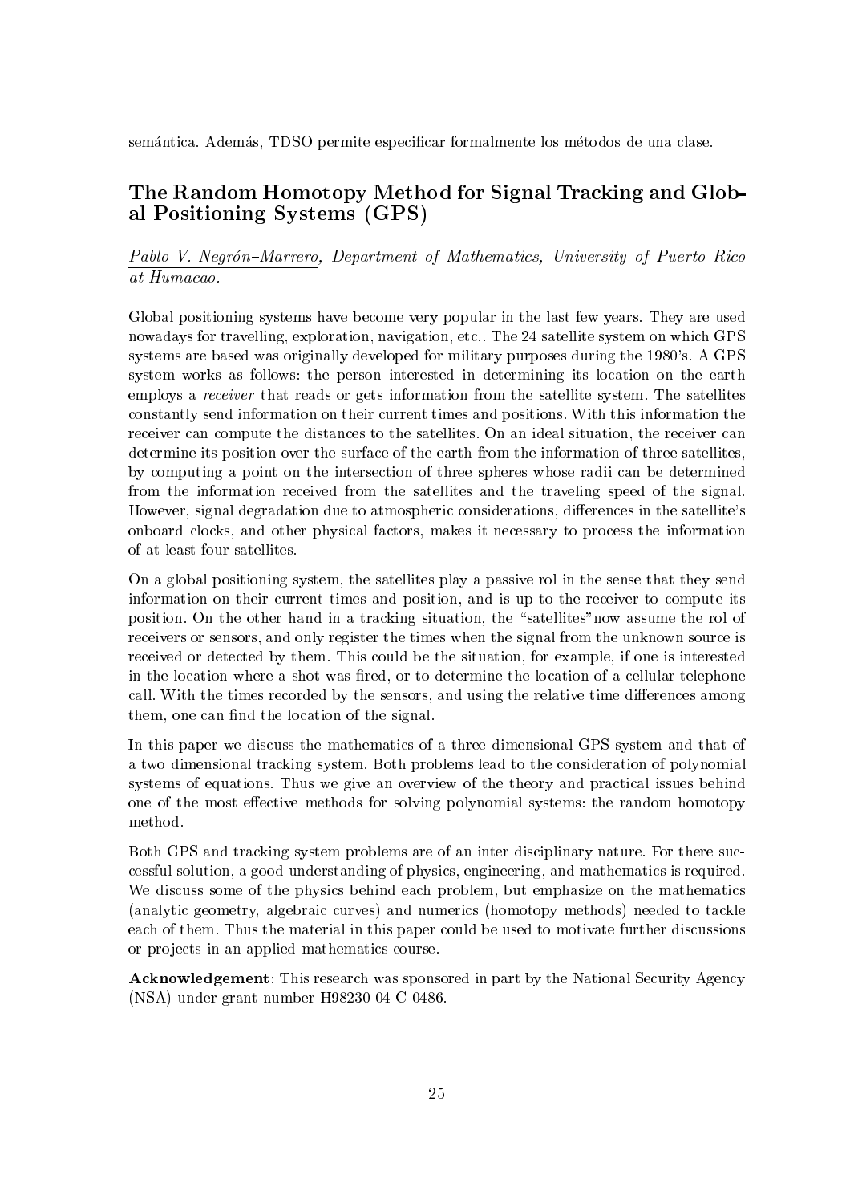semántica. Además, TDSO permite especificar formalmente los métodos de una clase.

## The Random Homotopy Method for Signal Tracking and Global Positioning Systems (GPS)

*Pablo V. Negrón–Marrero, Department of Mathematics, University of Puerto Rico at Humacao.*

Global positioning systems have become very popular in the last few years. They are used nowadays for travelling, exploration, navigation, etc.. The 24 satellite system on which GPS systems are based was originally developed for military purposes during the 1980's. A GPS system works as follows: the person interested in determining its location on the earth employs a *receiver* that reads or gets information from the satellite system. The satellites constantly send information on their current times and positions. With this information the receiver can compute the distances to the satellites. On an ideal situation, the receiver can determine its position over the surface of the earth from the information of three satellites, by computing a point on the intersection of three spheres whose radii can be determined from the information received from the satellites and the traveling speed of the signal. However, signal degradation due to atmospheric considerations, differences in the satellite's onboard clocks, and other physical factors, makes it necessary to process the information of at least four satellites.

On a global positioning system, the satellites play a passive rol in the sense that they send information on their current times and position, and is up to the receiver to compute its position. On the other hand in a tracking situation, the "satellites"now assume the rol of receivers or sensors, and only register the times when the signal from the unknown source is received or detected by them. This could be the situation, for example, if one is interested in the location where a shot was fired, or to determine the location of a cellular telephone call. With the times recorded by the sensors, and using the relative time differences among them, one can find the location of the signal.

In this paper we discuss the mathematics of a three dimensional GPS system and that of a two dimensional tracking system. Both problems lead to the consideration of polynomial systems of equations. Thus we give an overview of the theory and practical issues behind one of the most effective methods for solving polynomial systems: the random homotopy method.

Both GPS and tracking system problems are of an inter disciplinary nature. For there successful solution, a good understanding of physics, engineering, and mathematics is required. We discuss some of the physics behind each problem, but emphasize on the mathematics (analytic geometry, algebraic curves) and numerics (homotopy methods) needed to tackle each of them. Thus the material in this paper could be used to motivate further discussions or projects in an applied mathematics course.

**Acknowledgement**: This research was sponsored in part by the National Security Agency (NSA) under grant number H98230-04-C-0486.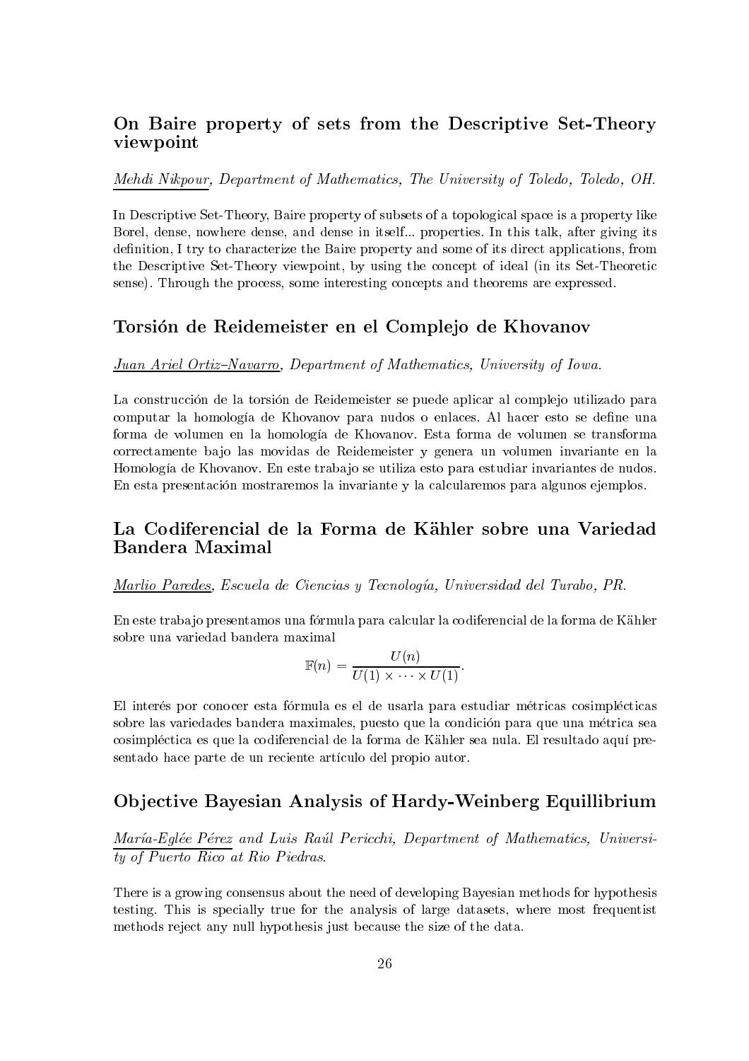## On Baire property of sets from the Descriptive Set-Theory viewpoint

*Mehdi Nikpour, Department of Mathematics, The University of Toledo, Toledo, OH.*

In Descriptive Set-Theory, Baire property of subsets of a topological space is a property like Borel, dense, nowhere dense, and dense in itself... properties. In this talk, after giving its definition, I try to characterize the Baire property and some of its direct applications, from the Descriptive Set-Theory viewpoint, by using the concept of ideal (in its Set-Theoretic sense). Through the process, some interesting concepts and theorems are expressed.

## Torsión de Reidemeister en el Complejo de Khovanov

*Juan Ariel Ortiz–Navarro, Department of Mathematics, University of Iowa.*

La construcción de la torsión de Reidemeister se puede aplicar al complejo utilizado para computar la homología de Khovanov para nudos o enlaces. Al hacer esto se define una forma de volumen en la homología de Khovanov. Esta forma de volumen se transforma correctamente bajo las movidas de Reidemeister y genera un volumen invariante en la Homología de Khovanov. En este trabajo se utiliza esto para estudiar invariantes de nudos. En esta presentación mostraremos la invariante y la calcularemos para algunos ejemplos.

## La Codiferencial de la Forma de Kähler sobre una Variedad Bandera Maximal

*Marlio Paredes, Escuela de Ciencias y Tecnología, Universidad del Turabo, PR.*

En este trabajo presentamos una fórmula para calcular la codiferencial de la forma de Kähler sobre una variedad bandera maximal

$$\mathbb{F}(n) = \frac{U(n)}{U(1) \times \cdots \times U(1)}.$$

El interés por conocer esta fórmula es el de usarla para estudiar métricas cosimplécticas sobre las variedades bandera maximales, puesto que la condición para que una métrica sea cosimpléctica es que la codiferencial de la forma de Kähler sea nula. El resultado aquí presentado hace parte de un reciente artículo del propio autor.

## Objective Bayesian Analysis of Hardy-Weinberg Equillibrium

*María-Eglée Pérez and Luis Raúl Pericchi, Department of Mathematics, University of Puerto Rico at Rio Piedras.*

There is a growing consensus about the need of developing Bayesian methods for hypothesis testing. This is specially true for the analysis of large datasets, where most frequentist methods reject any null hypothesis just because the size of the data.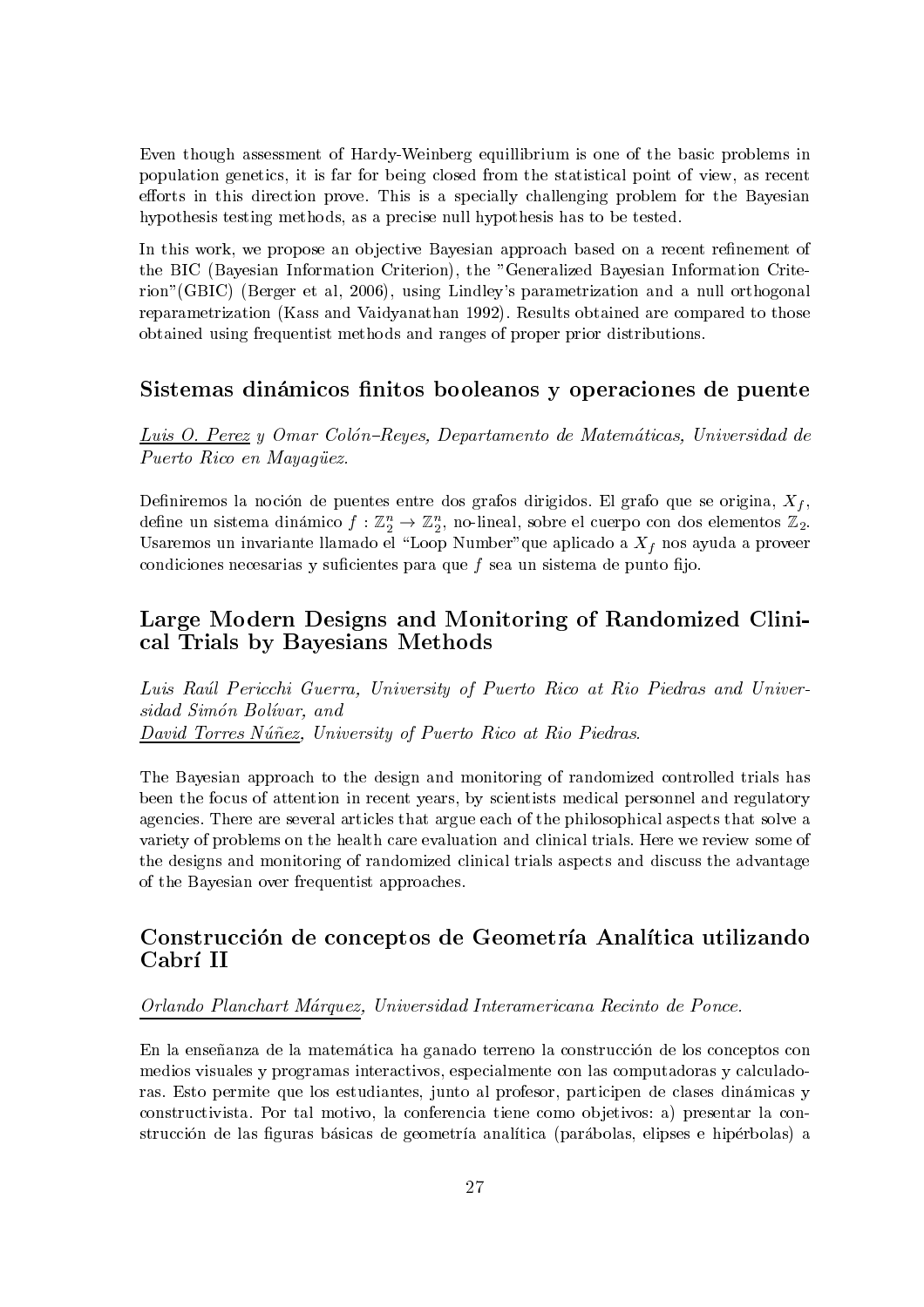Even though assessment of Hardy-Weinberg equillibrium is one of the basic problems in population genetics, it is far for being closed from the statistical point of view, as recent efforts in this direction prove. This is a specially challenging problem for the Bayesian hypothesis testing methods, as a precise null hypothesis has to be tested.

In this work, we propose an objective Bayesian approach based on a recent refinement of the BIC (Bayesian Information Criterion), the "Generalized Bayesian Information Criterion"(GBIC) (Berger et al, 2006), using Lindley's parametrization and a null orthogonal reparametrization (Kass and Vaidyanathan 1992). Results obtained are compared to those obtained using frequentist methods and ranges of proper prior distributions.

## Sistemas dinámicos finitos booleanos y operaciones de puente

*Luis O. Perez y Omar Colón–Reyes, Departamento de Matemáticas, Universidad de Puerto Rico en Mayagüez.*

Definiremos la noción de puentes entre dos grafos dirigidos. El grafo que se origina, $X_f$, define un sistema dinámico $f : \mathbb{Z}_2^n \to \mathbb{Z}_2^n$, no-lineal, sobre el cuerpo con dos elementos $\mathbb{Z}_2$. Usaremos un invariante llamado el "Loop Number"que aplicado a $X_f$ nos ayuda a proveer condiciones necesarias y suficientes para que $f$ sea un sistema de punto fijo.

## Large Modern Designs and Monitoring of Randomized Clinical Trials by Bayesians Methods

*Luis Raúl Pericchi Guerra, University of Puerto Rico at Rio Piedras and Universidad Simón Bolívar, and*
*David Torres Núñez, University of Puerto Rico at Rio Piedras.*

The Bayesian approach to the design and monitoring of randomized controlled trials has been the focus of attention in recent years, by scientists medical personnel and regulatory agencies. There are several articles that argue each of the philosophical aspects that solve a variety of problems on the health care evaluation and clinical trials. Here we review some of the designs and monitoring of randomized clinical trials aspects and discuss the advantage of the Bayesian over frequentist approaches.

## Construcción de conceptos de Geometría Analítica utilizando Cabrí II

*Orlando Planchart Márquez, Universidad Interamericana Recinto de Ponce.*

En la enseñanza de la matemática ha ganado terreno la construcción de los conceptos con medios visuales y programas interactivos, especialmente con las computadoras y calculadoras. Esto permite que los estudiantes, junto al profesor, participen de clases dinámicas y constructivista. Por tal motivo, la conferencia tiene como objetivos: a) presentar la construcción de las figuras básicas de geometría analítica (parábolas, elipses e hipérbolas) a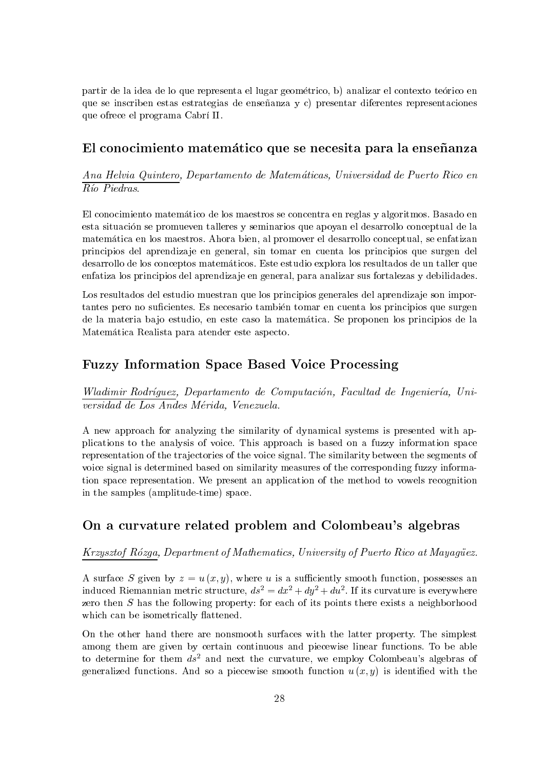partir de la idea de lo que representa el lugar geométrico, b) analizar el contexto teórico en que se inscriben estas estrategias de enseñanza y c) presentar diferentes representaciones que ofrece el programa Cabrí II.

## El conocimiento matemático que se necesita para la enseñanza

*Ana Helvia Quintero, Departamento de Matemáticas, Universidad de Puerto Rico en Río Piedras.*

El conocimiento matemático de los maestros se concentra en reglas y algoritmos. Basado en esta situación se promueven talleres y seminarios que apoyan el desarrollo conceptual de la matemática en los maestros. Ahora bien, al promover el desarrollo conceptual, se enfatizan principios del aprendizaje en general, sin tomar en cuenta los principios que surgen del desarrollo de los conceptos matemáticos. Este estudio explora los resultados de un taller que enfatiza los principios del aprendizaje en general, para analizar sus fortalezas y debilidades.

Los resultados del estudio muestran que los principios generales del aprendizaje son importantes pero no suficientes. Es necesario también tomar en cuenta los principios que surgen de la materia bajo estudio, en este caso la matemática. Se proponen los principios de la Matemática Realista para atender este aspecto.

## Fuzzy Information Space Based Voice Processing

*Wladimir Rodríguez, Departamento de Computación, Facultad de Ingeniería, Universidad de Los Andes Mérida, Venezuela.*

A new approach for analyzing the similarity of dynamical systems is presented with applications to the analysis of voice. This approach is based on a fuzzy information space representation of the trajectories of the voice signal. The similarity between the segments of voice signal is determined based on similarity measures of the corresponding fuzzy information space representation. We present an application of the method to vowels recognition in the samples (amplitude-time) space.

## On a curvature related problem and Colombeau's algebras

*Krzysztof Rózga, Department of Mathematics, University of Puerto Rico at Mayagüez.*

A surface $S$ given by $z = u(x, y)$, where $u$ is a sufficiently smooth function, possesses an induced Riemannian metric structure, $ds^2 = dx^2 + dy^2 + du^2$. If its curvature is everywhere zero then $S$ has the following property: for each of its points there exists a neighborhood which can be isometrically flattened.

On the other hand there are nonsmooth surfaces with the latter property. The simplest among them are given by certain continuous and piecewise linear functions. To be able to determine for them $ds^2$ and next the curvature, we employ Colombeau's algebras of generalized functions. And so a piecewise smooth function $u(x, y)$ is identified with the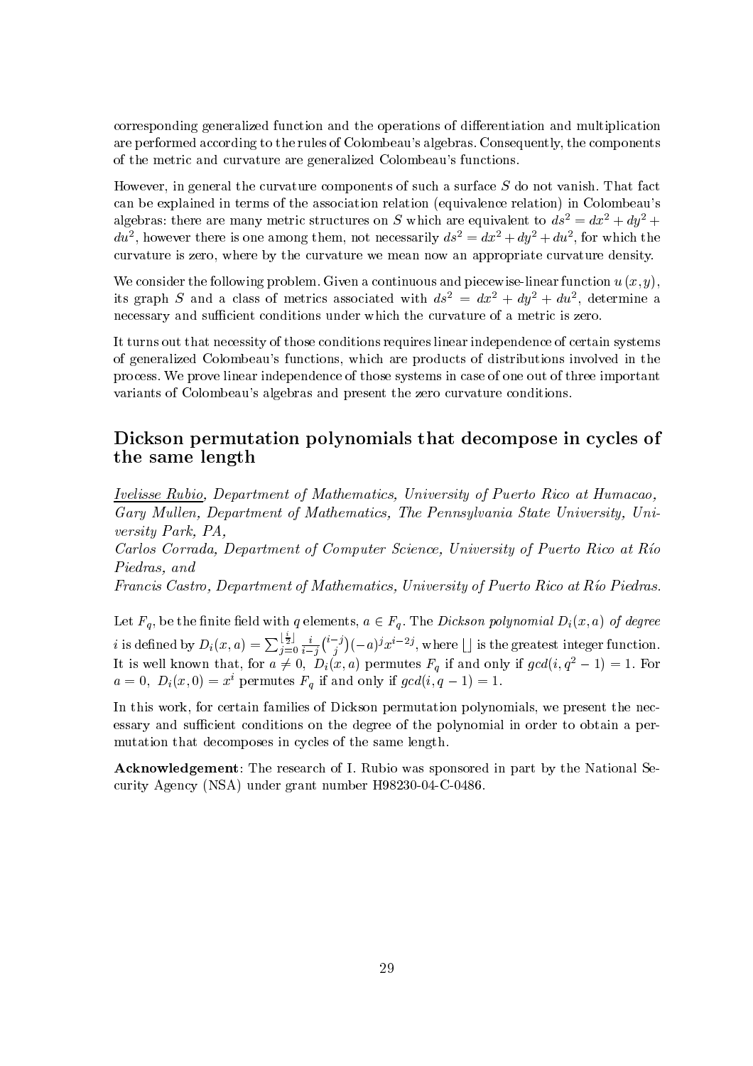corresponding generalized function and the operations of differentiation and multiplication are performed according to the rules of Colombeau's algebras. Consequently, the components of the metric and curvature are generalized Colombeau's functions.

However, in general the curvature components of such a surface $S$ do not vanish. That fact can be explained in terms of the association relation (equivalence relation) in Colombeau's algebras: there are many metric structures on $S$ which are equivalent to $ds^2 = dx^2 + dy^2 + du^2$, however there is one among them, not necessarily $ds^2 = dx^2 + dy^2 + du^2$, for which the curvature is zero, where by the curvature we mean now an appropriate curvature density.

We consider the following problem. Given a continuous and piecewise-linear function $u(x, y)$, its graph $S$ and a class of metrics associated with $ds^2 = dx^2 + dy^2 + du^2$, determine a necessary and sufficient conditions under which the curvature of a metric is zero.

It turns out that necessity of those conditions requires linear independence of certain systems of generalized Colombeau's functions, which are products of distributions involved in the process. We prove linear independence of those systems in case of one out of three important variants of Colombeau's algebras and present the zero curvature conditions.

## Dickson permutation polynomials that decompose in cycles of the same length

*Ivelisse Rubio, Department of Mathematics, University of Puerto Rico at Humacao,*
*Gary Mullen, Department of Mathematics, The Pennsylvania State University, University Park, PA,*
*Carlos Corrada, Department of Computer Science, University of Puerto Rico at Río Piedras, and*
*Francis Castro, Department of Mathematics, University of Puerto Rico at Río Piedras.*

Let $F_q$, be the finite field with $q$ elements, $a \in F_q$. The *Dickson polynomial* $D_i(x, a)$ *of degree* $i$ is defined by $D_i(x, a) = \sum_{j=0}^{\lfloor \frac{i}{2} \rfloor} \frac{i}{i-j}\binom{i-j}{j}(-a)^j x^{i-2j}$, where $\lfloor \rfloor$ is the greatest integer function. It is well known that, for $a \neq 0$, $D_i(x, a)$ permutes $F_q$ if and only if $gcd(i, q^2 - 1) = 1$. For $a = 0$, $D_i(x, 0) = x^i$ permutes $F_q$ if and only if $gcd(i, q - 1) = 1$.

In this work, for certain families of Dickson permutation polynomials, we present the necessary and sufficient conditions on the degree of the polynomial in order to obtain a permutation that decomposes in cycles of the same length.

**Acknowledgement**: The research of I. Rubio was sponsored in part by the National Security Agency (NSA) under grant number H98230-04-C-0486.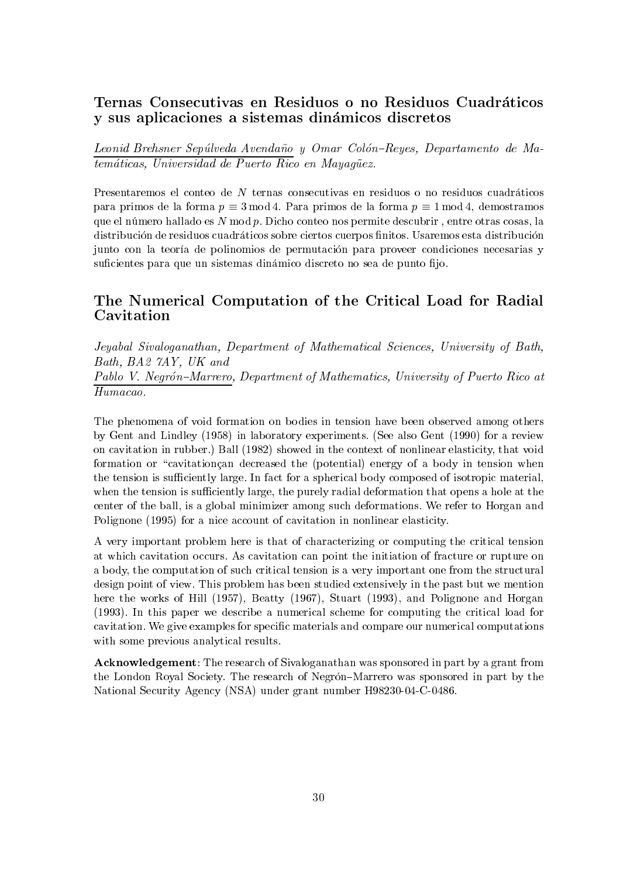## Ternas Consecutivas en Residuos o no Residuos Cuadráticos y sus aplicaciones a sistemas dinámicos discretos

*Leonid Brehsner Sepúlveda Avendaño y Omar Colón–Reyes, Departamento de Matemáticas, Universidad de Puerto Rico en Mayagüez.*

Presentaremos el conteo de $N$ ternas consecutivas en residuos o no residuos cuadráticos para primos de la forma $p \equiv 3 \bmod 4$. Para primos de la forma $p \equiv 1 \bmod 4$, demostramos que el número hallado es $N \bmod p$. Dicho conteo nos permite descubrir , entre otras cosas, la distribución de residuos cuadráticos sobre ciertos cuerpos finitos. Usaremos esta distribución junto con la teoría de polinomios de permutación para proveer condiciones necesarias y suficientes para que un sistemas dinámico discreto no sea de punto fijo.

## The Numerical Computation of the Critical Load for Radial Cavitation

*Jeyabal Sivaloganathan, Department of Mathematical Sciences, University of Bath, Bath, BA2 7AY, UK and*
*Pablo V. Negrón–Marrero, Department of Mathematics, University of Puerto Rico at Humacao.*

The phenomena of void formation on bodies in tension have been observed among others by Gent and Lindley (1958) in laboratory experiments. (See also Gent (1990) for a review on cavitation in rubber.) Ball (1982) showed in the context of nonlinear elasticity, that void formation or "cavitationçan decreased the (potential) energy of a body in tension when the tension is sufficiently large. In fact for a spherical body composed of isotropic material, when the tension is sufficiently large, the purely radial deformation that opens a hole at the center of the ball, is a global minimizer among such deformations. We refer to Horgan and Polignone (1995) for a nice account of cavitation in nonlinear elasticity.

A very important problem here is that of characterizing or computing the critical tension at which cavitation occurs. As cavitation can point the initiation of fracture or rupture on a body, the computation of such critical tension is a very important one from the structural design point of view. This problem has been studied extensively in the past but we mention here the works of Hill (1957), Beatty (1967), Stuart (1993), and Polignone and Horgan (1993). In this paper we describe a numerical scheme for computing the critical load for cavitation. We give examples for specific materials and compare our numerical computations with some previous analytical results.

**Acknowledgement**: The research of Sivaloganathan was sponsored in part by a grant from the London Royal Society. The research of Negrón–Marrero was sponsored in part by the National Security Agency (NSA) under grant number H98230-04-C-0486.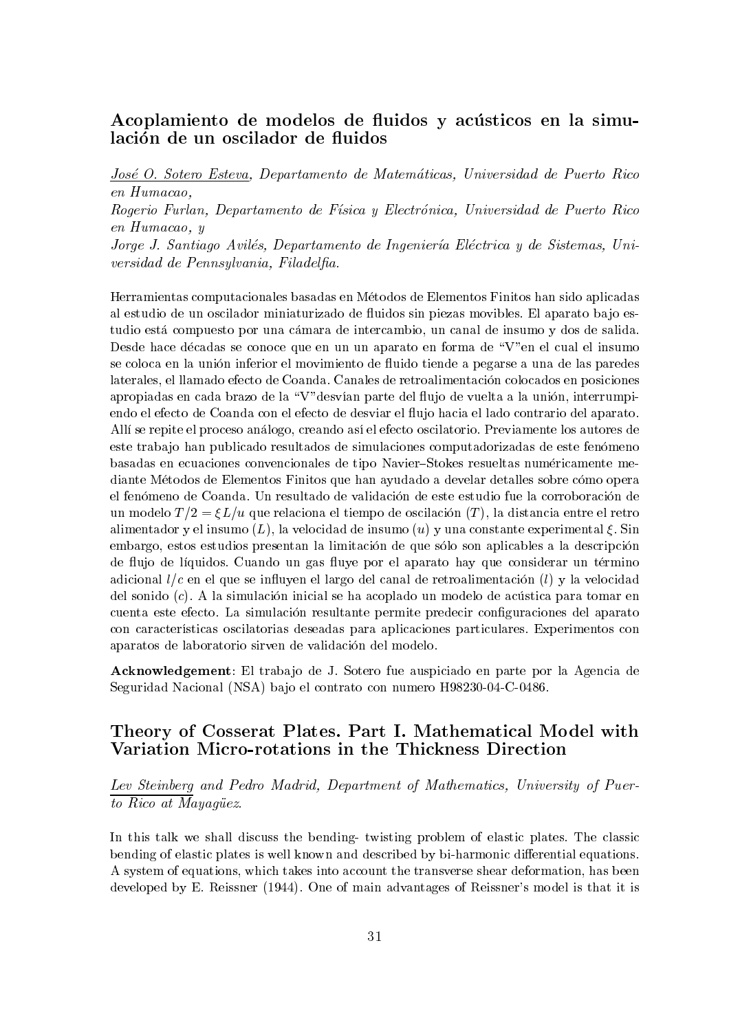## Acoplamiento de modelos de fluidos y acústicos en la simulación de un oscilador de fluidos

*José O. Sotero Esteva, Departamento de Matemáticas, Universidad de Puerto Rico en Humacao,*
*Rogerio Furlan, Departamento de Física y Electrónica, Universidad de Puerto Rico en Humacao, y*
*Jorge J. Santiago Avilés, Departamento de Ingeniería Eléctrica y de Sistemas, Universidad de Pennsylvania, Filadelfia.*

Herramientas computacionales basadas en Métodos de Elementos Finitos han sido aplicadas al estudio de un oscilador miniaturizado de fluidos sin piezas movibles. El aparato bajo estudio está compuesto por una cámara de intercambio, un canal de insumo y dos de salida. Desde hace décadas se conoce que en un un aparato en forma de "V"en el cual el insumo se coloca en la unión inferior el movimiento de fluido tiende a pegarse a una de las paredes laterales, el llamado efecto de Coanda. Canales de retroalimentación colocados en posiciones apropiadas en cada brazo de la "V"desvían parte del flujo de vuelta a la unión, interrumpiendo el efecto de Coanda con el efecto de desviar el flujo hacia el lado contrario del aparato. Allí se repite el proceso análogo, creando así el efecto oscilatorio. Previamente los autores de este trabajo han publicado resultados de simulaciones computadorizadas de este fenómeno basadas en ecuaciones convencionales de tipo Navier–Stokes resueltas numéricamente mediante Métodos de Elementos Finitos que han ayudado a develar detalles sobre cómo opera el fenómeno de Coanda. Un resultado de validación de este estudio fue la corroboración de un modelo $T/2 = \xi L/u$ que relaciona el tiempo de oscilación ($T$), la distancia entre el retro alimentador y el insumo ($L$), la velocidad de insumo ($u$) y una constante experimental $\xi$. Sin embargo, estos estudios presentan la limitación de que sólo son aplicables a la descripción de flujo de líquidos. Cuando un gas fluye por el aparato hay que considerar un término adicional $l/c$ en el que se influyen el largo del canal de retroalimentación ($l$) y la velocidad del sonido ($c$). A la simulación inicial se ha acoplado un modelo de acústica para tomar en cuenta este efecto. La simulación resultante permite predecir configuraciones del aparato con características oscilatorias deseadas para aplicaciones particulares. Experimentos con aparatos de laboratorio sirven de validación del modelo.

**Acknowledgement**: El trabajo de J. Sotero fue auspiciado en parte por la Agencia de Seguridad Nacional (NSA) bajo el contrato con numero H98230-04-C-0486.

## Theory of Cosserat Plates. Part I. Mathematical Model with Variation Micro-rotations in the Thickness Direction

*Lev Steinberg and Pedro Madrid, Department of Mathematics, University of Puerto Rico at Mayagüez.*

In this talk we shall discuss the bending- twisting problem of elastic plates. The classic bending of elastic plates is well known and described by bi-harmonic differential equations. A system of equations, which takes into account the transverse shear deformation, has been developed by E. Reissner (1944). One of main advantages of Reissner's model is that it is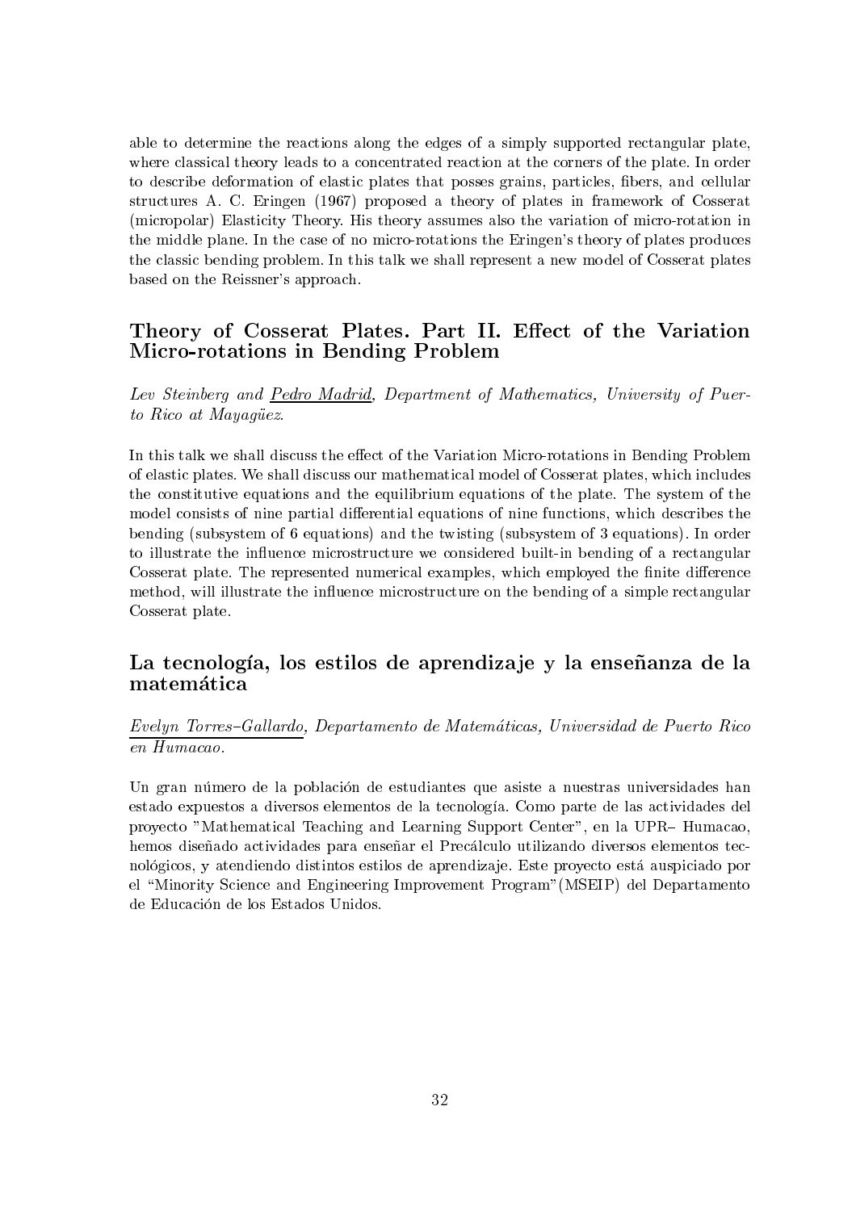able to determine the reactions along the edges of a simply supported rectangular plate, where classical theory leads to a concentrated reaction at the corners of the plate. In order to describe deformation of elastic plates that posses grains, particles, fibers, and cellular structures A. C. Eringen (1967) proposed a theory of plates in framework of Cosserat (micropolar) Elasticity Theory. His theory assumes also the variation of micro-rotation in the middle plane. In the case of no micro-rotations the Eringen's theory of plates produces the classic bending problem. In this talk we shall represent a new model of Cosserat plates based on the Reissner's approach.

## Theory of Cosserat Plates. Part II. Effect of the Variation Micro-rotations in Bending Problem

*Lev Steinberg and Pedro Madrid, Department of Mathematics, University of Puerto Rico at Mayagüez.*

In this talk we shall discuss the effect of the Variation Micro-rotations in Bending Problem of elastic plates. We shall discuss our mathematical model of Cosserat plates, which includes the constitutive equations and the equilibrium equations of the plate. The system of the model consists of nine partial differential equations of nine functions, which describes the bending (subsystem of 6 equations) and the twisting (subsystem of 3 equations). In order to illustrate the influence microstructure we considered built-in bending of a rectangular Cosserat plate. The represented numerical examples, which employed the finite difference method, will illustrate the influence microstructure on the bending of a simple rectangular Cosserat plate.

## La tecnología, los estilos de aprendizaje y la enseñanza de la matemática

*Evelyn Torres–Gallardo, Departamento de Matemáticas, Universidad de Puerto Rico en Humacao.*

Un gran número de la población de estudiantes que asiste a nuestras universidades han estado expuestos a diversos elementos de la tecnología. Como parte de las actividades del proyecto "Mathematical Teaching and Learning Support Center", en la UPR– Humacao, hemos diseñado actividades para enseñar el Precálculo utilizando diversos elementos tecnológicos, y atendiendo distintos estilos de aprendizaje. Este proyecto está auspiciado por el "Minority Science and Engineering Improvement Program"(MSEIP) del Departamento de Educación de los Estados Unidos.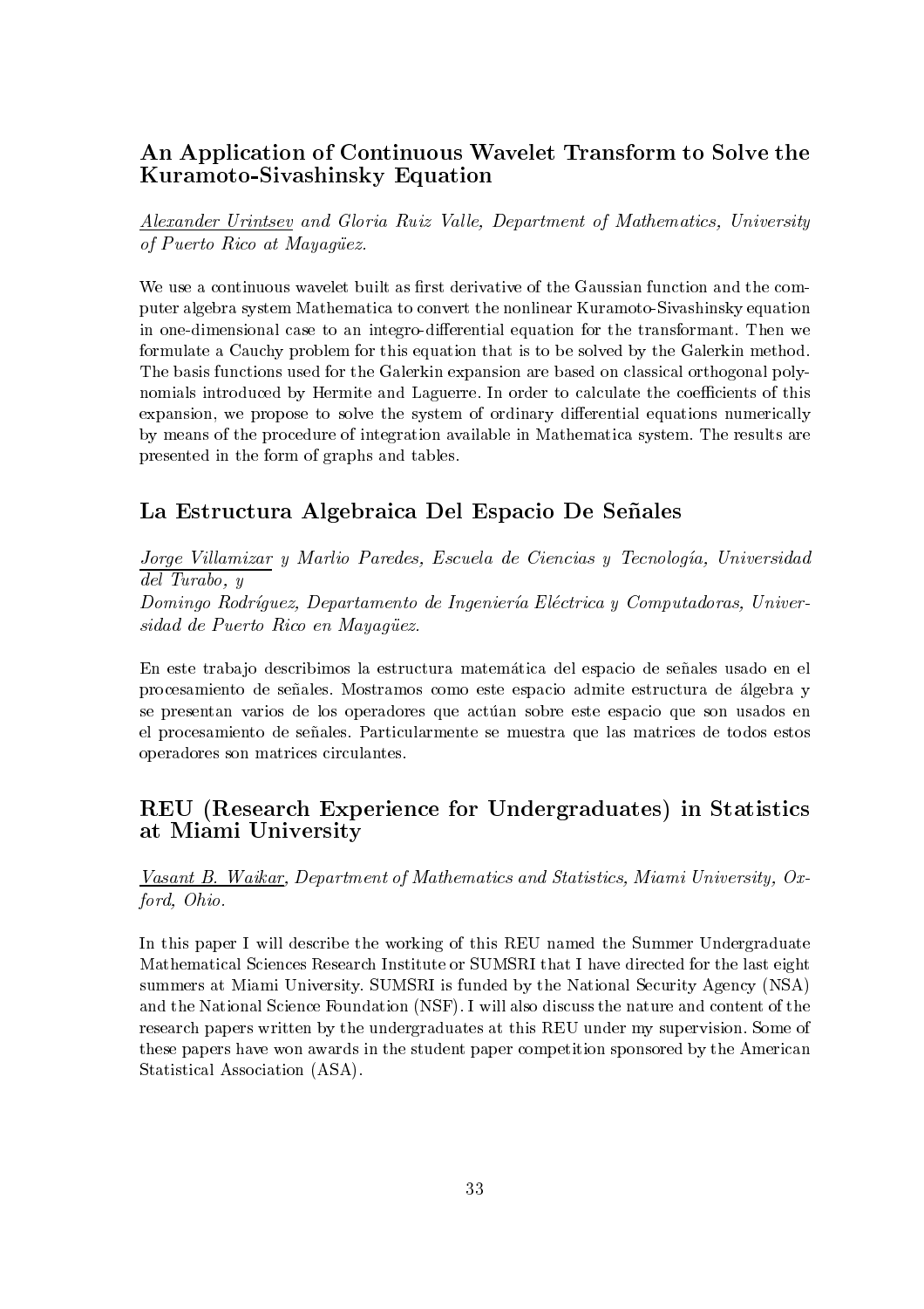## An Application of Continuous Wavelet Transform to Solve the Kuramoto-Sivashinsky Equation

*Alexander Urintsev and Gloria Ruiz Valle, Department of Mathematics, University of Puerto Rico at Mayagüez.*

We use a continuous wavelet built as first derivative of the Gaussian function and the computer algebra system Mathematica to convert the nonlinear Kuramoto-Sivashinsky equation in one-dimensional case to an integro-differential equation for the transformant. Then we formulate a Cauchy problem for this equation that is to be solved by the Galerkin method. The basis functions used for the Galerkin expansion are based on classical orthogonal polynomials introduced by Hermite and Laguerre. In order to calculate the coefficients of this expansion, we propose to solve the system of ordinary differential equations numerically by means of the procedure of integration available in Mathematica system. The results are presented in the form of graphs and tables.

## La Estructura Algebraica Del Espacio De Señales

*Jorge Villamizar y Marlio Paredes, Escuela de Ciencias y Tecnología, Universidad del Turabo, y*
*Domingo Rodríguez, Departamento de Ingeniería Eléctrica y Computadoras, Universidad de Puerto Rico en Mayagüez.*

En este trabajo describimos la estructura matemática del espacio de señales usado en el procesamiento de señales. Mostramos como este espacio admite estructura de álgebra y se presentan varios de los operadores que actúan sobre este espacio que son usados en el procesamiento de señales. Particularmente se muestra que las matrices de todos estos operadores son matrices circulantes.

## REU (Research Experience for Undergraduates) in Statistics at Miami University

*Vasant B. Waikar, Department of Mathematics and Statistics, Miami University, Oxford, Ohio.*

In this paper I will describe the working of this REU named the Summer Undergraduate Mathematical Sciences Research Institute or SUMSRI that I have directed for the last eight summers at Miami University. SUMSRI is funded by the National Security Agency (NSA) and the National Science Foundation (NSF). I will also discuss the nature and content of the research papers written by the undergraduates at this REU under my supervision. Some of these papers have won awards in the student paper competition sponsored by the American Statistical Association (ASA).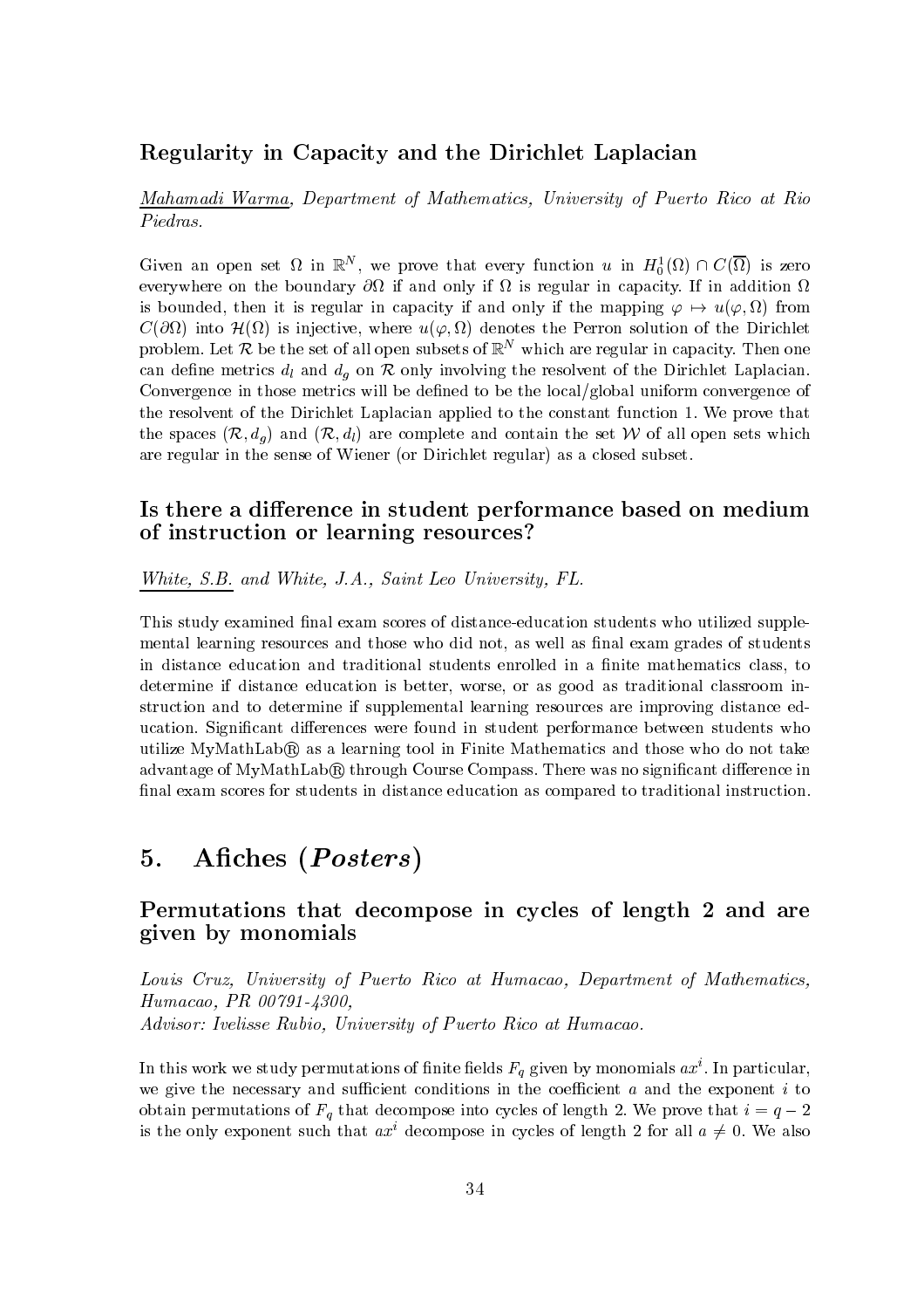### Regularity in Capacity and the Dirichlet Laplacian

*Mahamadi Warma, Department of Mathematics, University of Puerto Rico at Rio Piedras.*

Given an open set $\Omega$ in $\mathbb{R}^N$, we prove that every function $u$ in $H_0^1(\Omega) \cap C(\overline{\Omega})$ is zero everywhere on the boundary $\partial\Omega$ if and only if $\Omega$ is regular in capacity. If in addition $\Omega$ is bounded, then it is regular in capacity if and only if the mapping $\varphi \mapsto u(\varphi, \Omega)$ from $C(\partial\Omega)$ into $\mathcal{H}(\Omega)$ is injective, where $u(\varphi, \Omega)$ denotes the Perron solution of the Dirichlet problem. Let $\mathcal{R}$ be the set of all open subsets of $\mathbb{R}^N$ which are regular in capacity. Then one can define metrics $d_l$ and $d_g$ on $\mathcal{R}$ only involving the resolvent of the Dirichlet Laplacian. Convergence in those metrics will be defined to be the local/global uniform convergence of the resolvent of the Dirichlet Laplacian applied to the constant function 1. We prove that the spaces $(\mathcal{R}, d_g)$ and $(\mathcal{R}, d_l)$ are complete and contain the set $\mathcal{W}$ of all open sets which are regular in the sense of Wiener (or Dirichlet regular) as a closed subset.

### Is there a difference in student performance based on medium of instruction or learning resources?

*White, S.B. and White, J.A., Saint Leo University, FL.*

This study examined final exam scores of distance-education students who utilized supplemental learning resources and those who did not, as well as final exam grades of students in distance education and traditional students enrolled in a finite mathematics class, to determine if distance education is better, worse, or as good as traditional classroom instruction and to determine if supplemental learning resources are improving distance education. Significant differences were found in student performance between students who utilize MyMathLab® as a learning tool in Finite Mathematics and those who do not take advantage of MyMathLab® through Course Compass. There was no significant difference in final exam scores for students in distance education as compared to traditional instruction.

## 5. Afiches (*Posters*)

### Permutations that decompose in cycles of length 2 and are given by monomials

*Louis Cruz, University of Puerto Rico at Humacao, Department of Mathematics, Humacao, PR 00791-4300,*
*Advisor: Ivelisse Rubio, University of Puerto Rico at Humacao.*

In this work we study permutations of finite fields $F_q$ given by monomials $ax^i$. In particular, we give the necessary and sufficient conditions in the coefficient $a$ and the exponent $i$ to obtain permutations of $F_q$ that decompose into cycles of length 2. We prove that $i = q - 2$ is the only exponent such that $ax^i$ decompose in cycles of length 2 for all $a \neq 0$. We also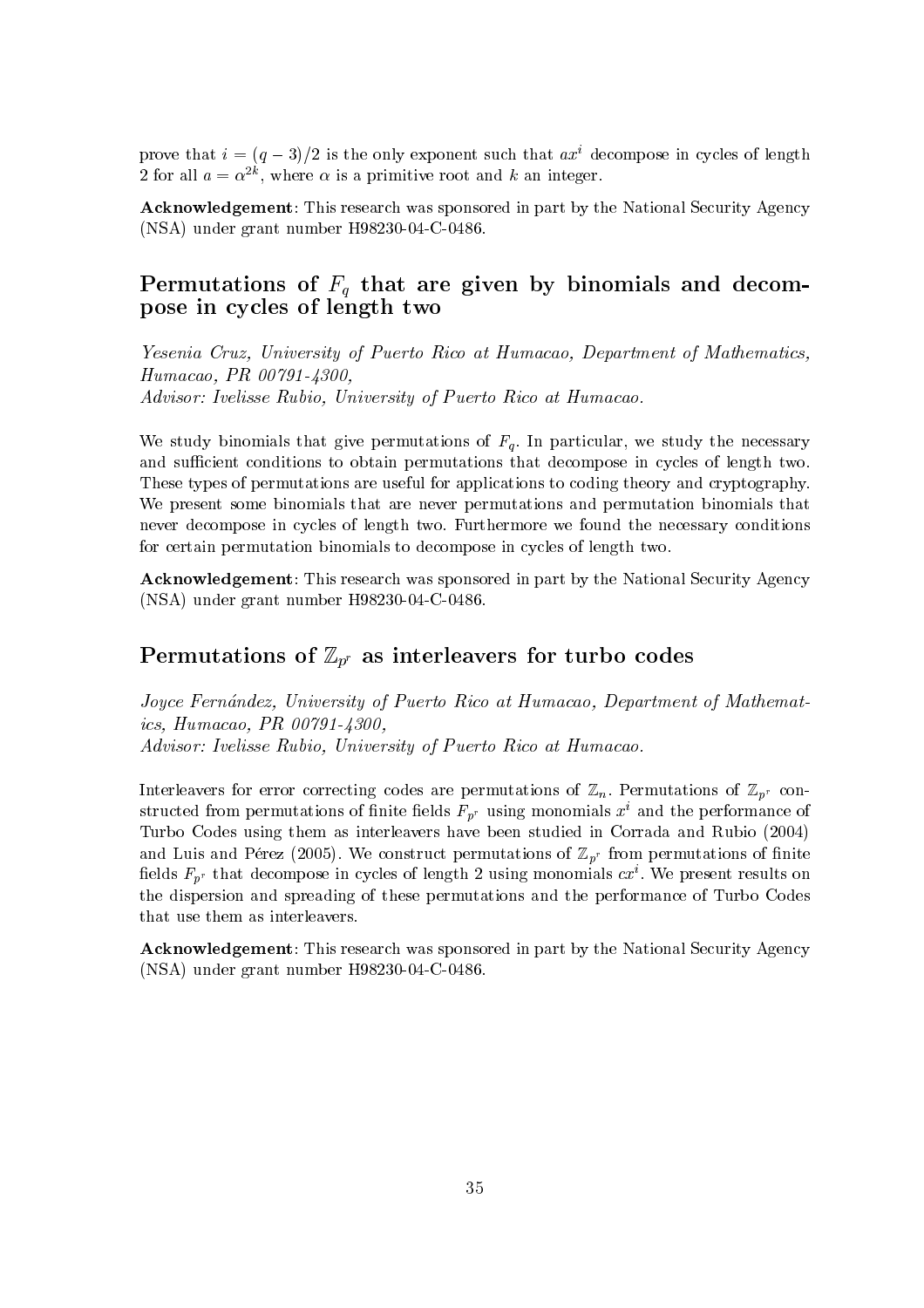prove that $i = (q-3)/2$ is the only exponent such that $ax^i$ decompose in cycles of length 2 for all $a = \alpha^{2k}$, where $\alpha$ is a primitive root and $k$ an integer.

**Acknowledgement**: This research was sponsored in part by the National Security Agency (NSA) under grant number H98230-04-C-0486.

## Permutations of $F_q$ that are given by binomials and decompose in cycles of length two

*Yesenia Cruz, University of Puerto Rico at Humacao, Department of Mathematics, Humacao, PR 00791-4300,*
*Advisor: Ivelisse Rubio, University of Puerto Rico at Humacao.*

We study binomials that give permutations of $F_q$. In particular, we study the necessary and sufficient conditions to obtain permutations that decompose in cycles of length two. These types of permutations are useful for applications to coding theory and cryptography. We present some binomials that are never permutations and permutation binomials that never decompose in cycles of length two. Furthermore we found the necessary conditions for certain permutation binomials to decompose in cycles of length two.

**Acknowledgement**: This research was sponsored in part by the National Security Agency (NSA) under grant number H98230-04-C-0486.

## Permutations of $\mathbb{Z}_{p^r}$ as interleavers for turbo codes

*Joyce Fernández, University of Puerto Rico at Humacao, Department of Mathematics, Humacao, PR 00791-4300,*
*Advisor: Ivelisse Rubio, University of Puerto Rico at Humacao.*

Interleavers for error correcting codes are permutations of $\mathbb{Z}_n$. Permutations of $\mathbb{Z}_{p^r}$ constructed from permutations of finite fields $F_{p^r}$ using monomials $x^i$ and the performance of Turbo Codes using them as interleavers have been studied in Corrada and Rubio (2004) and Luis and Pérez (2005). We construct permutations of $\mathbb{Z}_{p^r}$ from permutations of finite fields $F_{p^r}$ that decompose in cycles of length 2 using monomials $cx^i$. We present results on the dispersion and spreading of these permutations and the performance of Turbo Codes that use them as interleavers.

**Acknowledgement**: This research was sponsored in part by the National Security Agency (NSA) under grant number H98230-04-C-0486.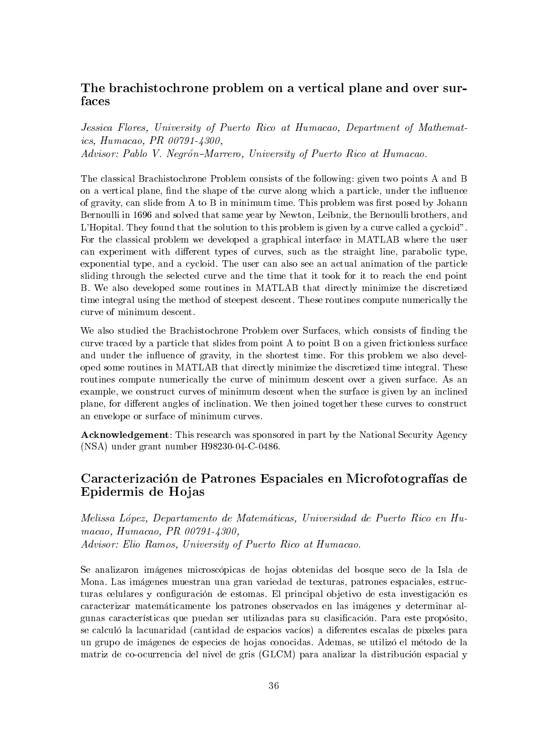## The brachistochrone problem on a vertical plane and over surfaces

*Jessica Flores, University of Puerto Rico at Humacao, Department of Mathematics, Humacao, PR 00791-4300,*
*Advisor: Pablo V. Negrón–Marrero, University of Puerto Rico at Humacao.*

The classical Brachistochrone Problem consists of the following: given two points A and B on a vertical plane, find the shape of the curve along which a particle, under the influence of gravity, can slide from A to B in minimum time. This problem was first posed by Johann Bernoulli in 1696 and solved that same year by Newton, Leibniz, the Bernoulli brothers, and L'Hopital. They found that the solution to this problem is given by a curve called a çycloid". For the classical problem we developed a graphical interface in MATLAB where the user can experiment with different types of curves, such as the straight line, parabolic type, exponential type, and a cycloid. The user can also see an actual animation of the particle sliding through the selected curve and the time that it took for it to reach the end point B. We also developed some routines in MATLAB that directly minimize the discretized time integral using the method of steepest descent. These routines compute numerically the curve of minimum descent.

We also studied the Brachistochrone Problem over Surfaces, which consists of finding the curve traced by a particle that slides from point A to point B on a given frictionless surface and under the influence of gravity, in the shortest time. For this problem we also developed some routines in MATLAB that directly minimize the discretized time integral. These routines compute numerically the curve of minimum descent over a given surface. As an example, we construct curves of minimum descent when the surface is given by an inclined plane, for different angles of inclination. We then joined together these curves to construct an envelope or surface of minimum curves.

**Acknowledgement**: This research was sponsored in part by the National Security Agency (NSA) under grant number H98230-04-C-0486.

## Caracterización de Patrones Espaciales en Microfotografías de Epidermis de Hojas

*Melissa López, Departamento de Matemáticas, Universidad de Puerto Rico en Humacao, Humacao, PR 00791-4300,*
*Advisor: Elio Ramos, University of Puerto Rico at Humacao.*

Se analizaron imágenes microscópicas de hojas obtenidas del bosque seco de la Isla de Mona. Las imágenes muestran una gran variedad de texturas, patrones espaciales, estructuras celulares y configuración de estomas. El principal objetivo de esta investigación es caracterizar matemáticamente los patrones observados en las imágenes y determinar algunas características que puedan ser utilizadas para su clasificación. Para este propósito, se calculó la lacunaridad (cantidad de espacios vacíos) a diferentes escalas de píxeles para un grupo de imágenes de especies de hojas conocidas. Ademas, se utilizó el método de la matriz de co-ocurrencia del nivel de gris (GLCM) para analizar la distribución espacial y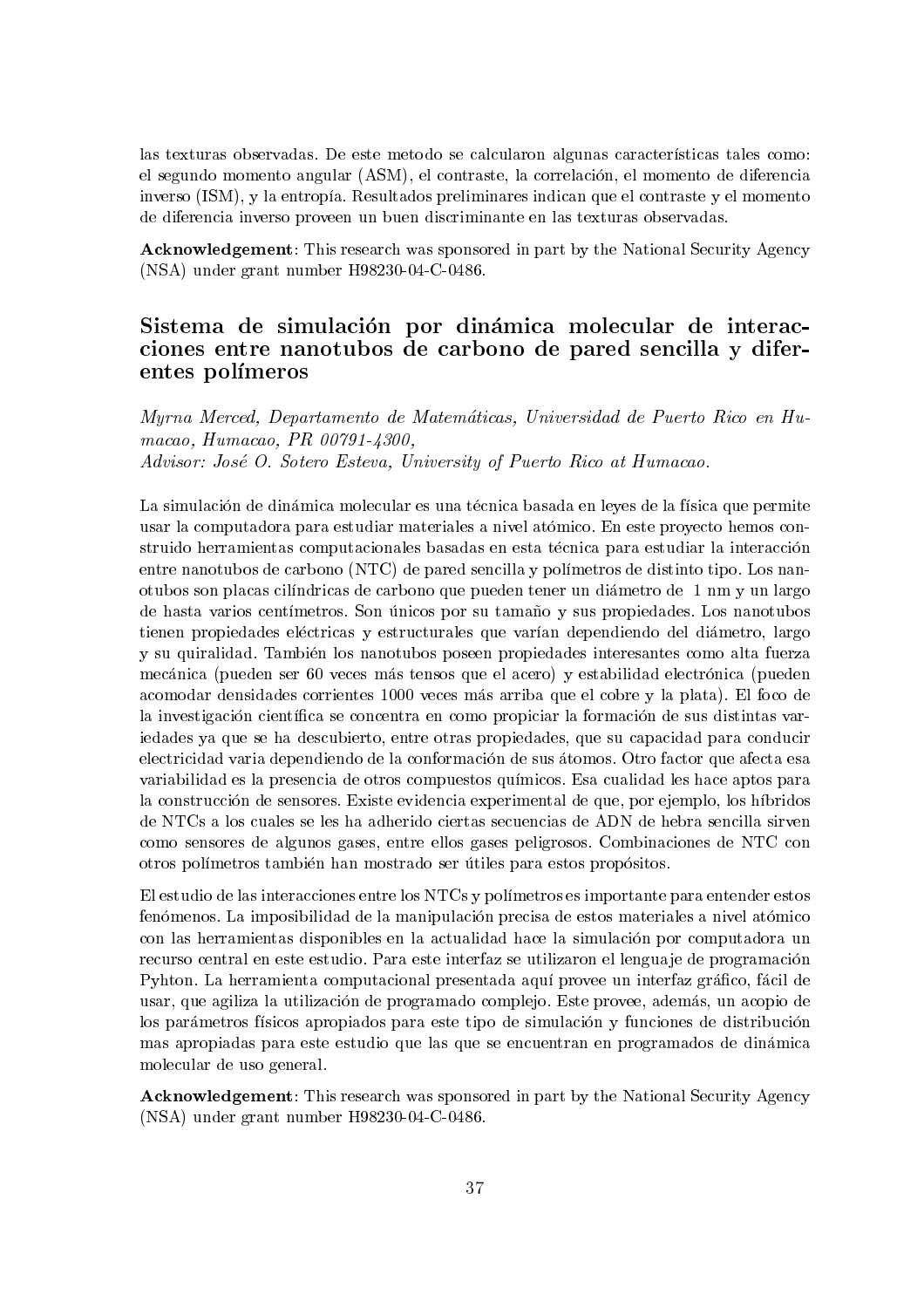las texturas observadas. De este metodo se calcularon algunas características tales como: el segundo momento angular (ASM), el contraste, la correlación, el momento de diferencia inverso (ISM), y la entropía. Resultados preliminares indican que el contraste y el momento de diferencia inverso proveen un buen discriminante en las texturas observadas.

**Acknowledgement**: This research was sponsored in part by the National Security Agency (NSA) under grant number H98230-04-C-0486.

## Sistema de simulación por dinámica molecular de interacciones entre nanotubos de carbono de pared sencilla y diferentes polímeros

*Myrna Merced, Departamento de Matemáticas, Universidad de Puerto Rico en Humacao, Humacao, PR 00791-4300,*
*Advisor: José O. Sotero Esteva, University of Puerto Rico at Humacao.*

La simulación de dinámica molecular es una técnica basada en leyes de la física que permite usar la computadora para estudiar materiales a nivel atómico. En este proyecto hemos construido herramientas computacionales basadas en esta técnica para estudiar la interacción entre nanotubos de carbono (NTC) de pared sencilla y polímetros de distinto tipo. Los nanotubos son placas cilíndricas de carbono que pueden tener un diámetro de 1 nm y un largo de hasta varios centímetros. Son únicos por su tamaño y sus propiedades. Los nanotubos tienen propiedades eléctricas y estructurales que varían dependiendo del diámetro, largo y su quiralidad. También los nanotubos poseen propiedades interesantes como alta fuerza mecánica (pueden ser 60 veces más tensos que el acero) y estabilidad electrónica (pueden acomodar densidades corrientes 1000 veces más arriba que el cobre y la plata). El foco de la investigación científica se concentra en como propiciar la formación de sus distintas variedades ya que se ha descubierto, entre otras propiedades, que su capacidad para conducir electricidad varia dependiendo de la conformación de sus átomos. Otro factor que afecta esa variabilidad es la presencia de otros compuestos químicos. Esa cualidad les hace aptos para la construcción de sensores. Existe evidencia experimental de que, por ejemplo, los híbridos de NTCs a los cuales se les ha adherido ciertas secuencias de ADN de hebra sencilla sirven como sensores de algunos gases, entre ellos gases peligrosos. Combinaciones de NTC con otros polímetros también han mostrado ser útiles para estos propósitos.

El estudio de las interacciones entre los NTCs y polímetros es importante para entender estos fenómenos. La imposibilidad de la manipulación precisa de estos materiales a nivel atómico con las herramientas disponibles en la actualidad hace la simulación por computadora un recurso central en este estudio. Para este interfaz se utilizaron el lenguaje de programación Pyhton. La herramienta computacional presentada aquí provee un interfaz gráfico, fácil de usar, que agiliza la utilización de programado complejo. Este provee, además, un acopio de los parámetros físicos apropiados para este tipo de simulación y funciones de distribución mas apropiadas para este estudio que las que se encuentran en programados de dinámica molecular de uso general.

**Acknowledgement**: This research was sponsored in part by the National Security Agency (NSA) under grant number H98230-04-C-0486.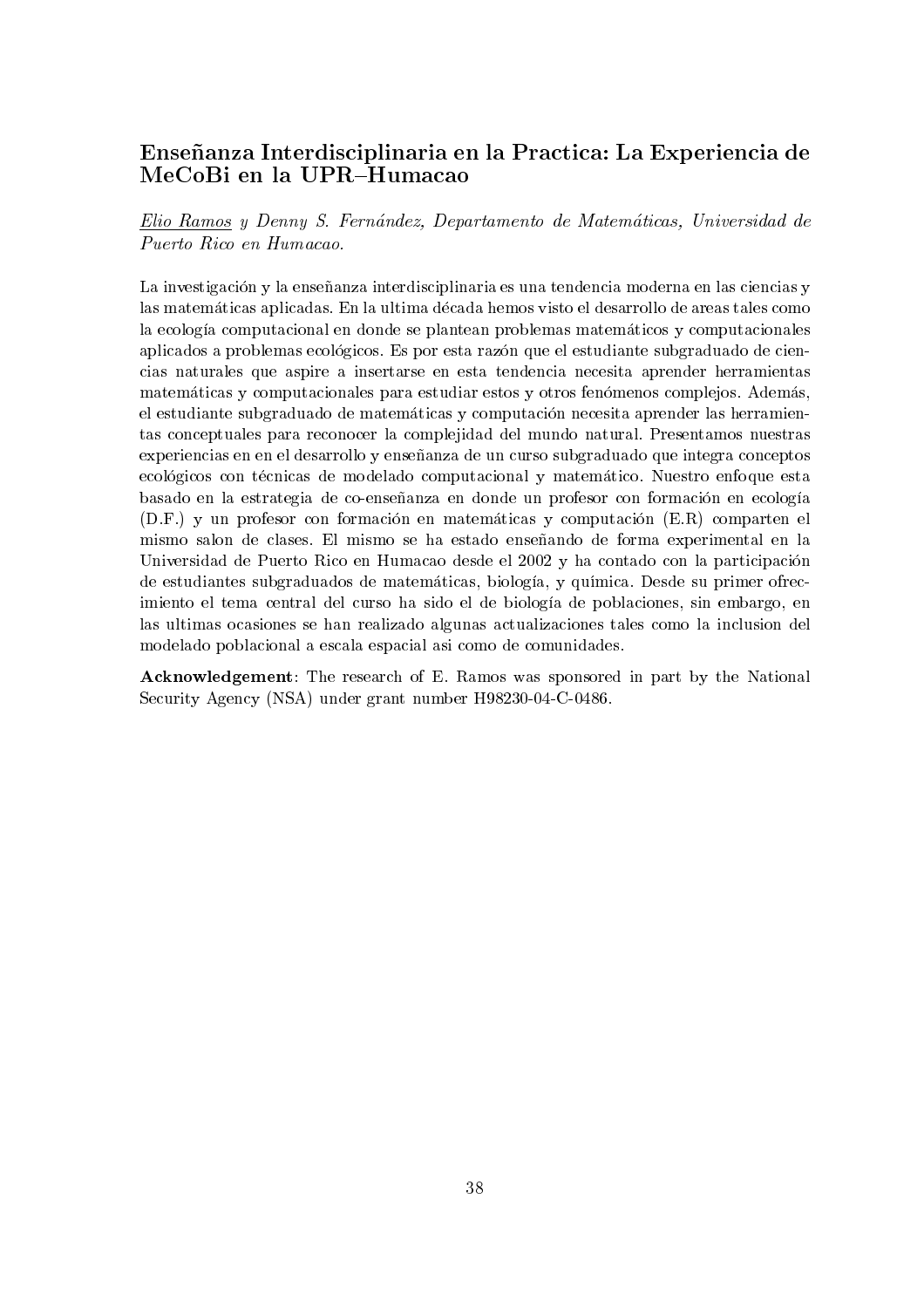## Enseñanza Interdisciplinaria en la Practica: La Experiencia de MeCoBi en la UPR–Humacao

*Elio Ramos y Denny S. Fernández, Departamento de Matemáticas, Universidad de Puerto Rico en Humacao.*

La investigación y la enseñanza interdisciplinaria es una tendencia moderna en las ciencias y las matemáticas aplicadas. En la ultima década hemos visto el desarrollo de areas tales como la ecología computacional en donde se plantean problemas matemáticos y computacionales aplicados a problemas ecológicos. Es por esta razón que el estudiante subgraduado de ciencias naturales que aspire a insertarse en esta tendencia necesita aprender herramientas matemáticas y computacionales para estudiar estos y otros fenómenos complejos. Además, el estudiante subgraduado de matemáticas y computación necesita aprender las herramientas conceptuales para reconocer la complejidad del mundo natural. Presentamos nuestras experiencias en en el desarrollo y enseñanza de un curso subgraduado que integra conceptos ecológicos con técnicas de modelado computacional y matemático. Nuestro enfoque esta basado en la estrategia de co-enseñanza en donde un profesor con formación en ecología (D.F.) y un profesor con formación en matemáticas y computación (E.R) comparten el mismo salon de clases. El mismo se ha estado enseñando de forma experimental en la Universidad de Puerto Rico en Humacao desde el 2002 y ha contado con la participación de estudiantes subgraduados de matemáticas, biología, y química. Desde su primer ofrecimiento el tema central del curso ha sido el de biología de poblaciones, sin embargo, en las ultimas ocasiones se han realizado algunas actualizaciones tales como la inclusion del modelado poblacional a escala espacial asi como de comunidades.

**Acknowledgement**: The research of E. Ramos was sponsored in part by the National Security Agency (NSA) under grant number H98230-04-C-0486.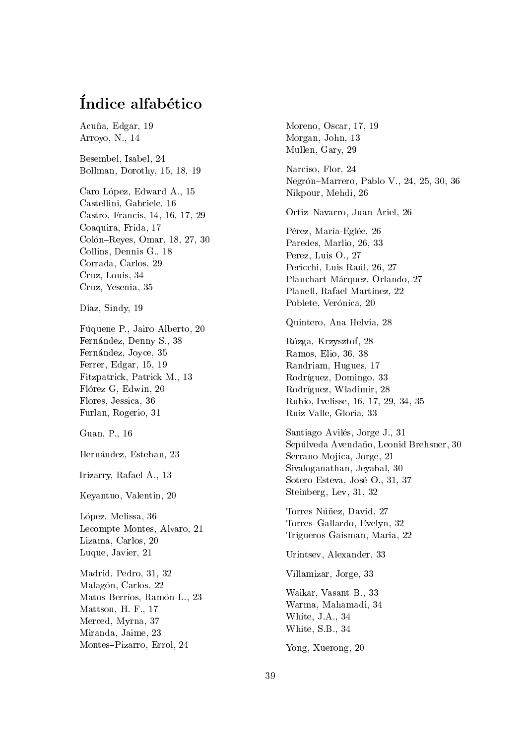# Índice alfabético

Acuña, Edgar, 19
Arroyo, N., 14

Besembel, Isabel, 24
Bollman, Dorothy, 15, 18, 19

Caro López, Edward A., 15
Castellini, Gabriele, 16
Castro, Francis, 14, 16, 17, 29
Coaquira, Frida, 17
Colón–Reyes, Omar, 18, 27, 30
Collins, Dennis G., 18
Corrada, Carlos, 29
Cruz, Louis, 34
Cruz, Yesenia, 35

Díaz, Sindy, 19

Fúquene P., Jairo Alberto, 20
Fernández, Denny S., 38
Fernández, Joyce, 35
Ferrer, Edgar, 15, 19
Fitzpatrick, Patrick M., 13
Flórez G, Edwin, 20
Flores, Jessica, 36
Furlan, Rogerio, 31

Guan, P., 16

Hernández, Esteban, 23

Irizarry, Rafael A., 13

Keyantuo, Valentin, 20

López, Melissa, 36
Lecompte Montes, Alvaro, 21
Lizama, Carlos, 20
Luque, Javier, 21

Madrid, Pedro, 31, 32
Malagón, Carlos, 22
Matos Berríos, Ramón L., 23
Mattson, H. F., 17
Merced, Myrna, 37
Miranda, Jaime, 23
Montes–Pizarro, Errol, 24
Moreno, Oscar, 17, 19
Morgan, John, 13
Mullen, Gary, 29

Narciso, Flor, 24
Negrón–Marrero, Pablo V., 24, 25, 30, 36
Nikpour, Mehdi, 26

Ortiz–Navarro, Juan Ariel, 26

Pérez, María-Eglée, 26
Paredes, Marlio, 26, 33
Perez, Luis O., 27
Pericchi, Luis Raúl, 26, 27
Planchart Márquez, Orlando, 27
Planell, Rafael Martínez, 22
Poblete, Verónica, 20

Quintero, Ana Helvia, 28

Rózga, Krzysztof, 28
Ramos, Elio, 36, 38
Randriam, Hugues, 17
Rodríguez, Domingo, 33
Rodríguez, Wladimir, 28
Rubio, Ivelisse, 16, 17, 29, 34, 35
Ruiz Valle, Gloria, 33

Santiago Avilés, Jorge J., 31
Sepúlveda Avendaño, Leonid Brehsner, 30
Serrano Mojica, Jorge, 21
Sivaloganathan, Jeyabal, 30
Sotero Esteva, José O., 31, 37
Steinberg, Lev, 31, 32

Torres Núñez, David, 27
Torres–Gallardo, Evelyn, 32
Trigueros Gaisman, Maria, 22

Urintsev, Alexander, 33

Villamizar, Jorge, 33

Waikar, Vasant B., 33
Warma, Mahamadi, 34
White, J.A., 34
White, S.B., 34

Yong, Xuerong, 20